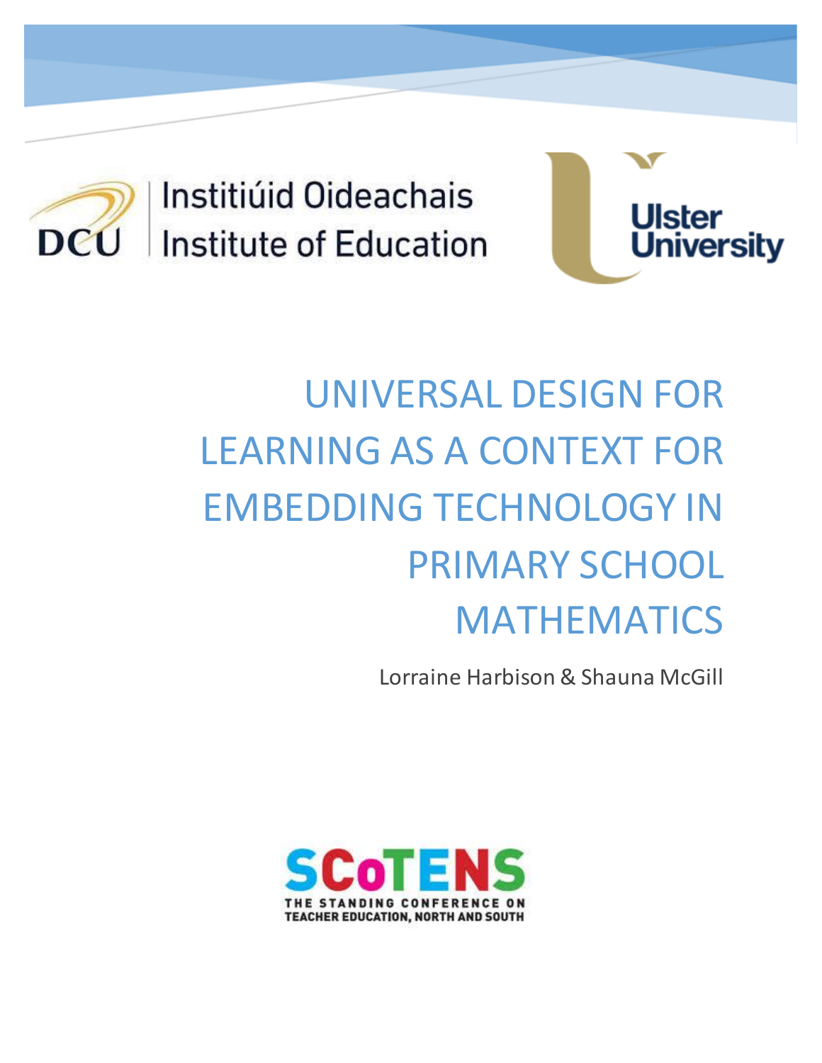Institiúid Oideachais
Institute of Education

Ulster University

# UNIVERSAL DESIGN FOR LEARNING AS A CONTEXT FOR EMBEDDING TECHNOLOGY IN PRIMARY SCHOOL MATHEMATICS

Lorraine Harbison & Shauna McGill

SCoTENS
THE STANDING CONFERENCE ON TEACHER EDUCATION, NORTH AND SOUTH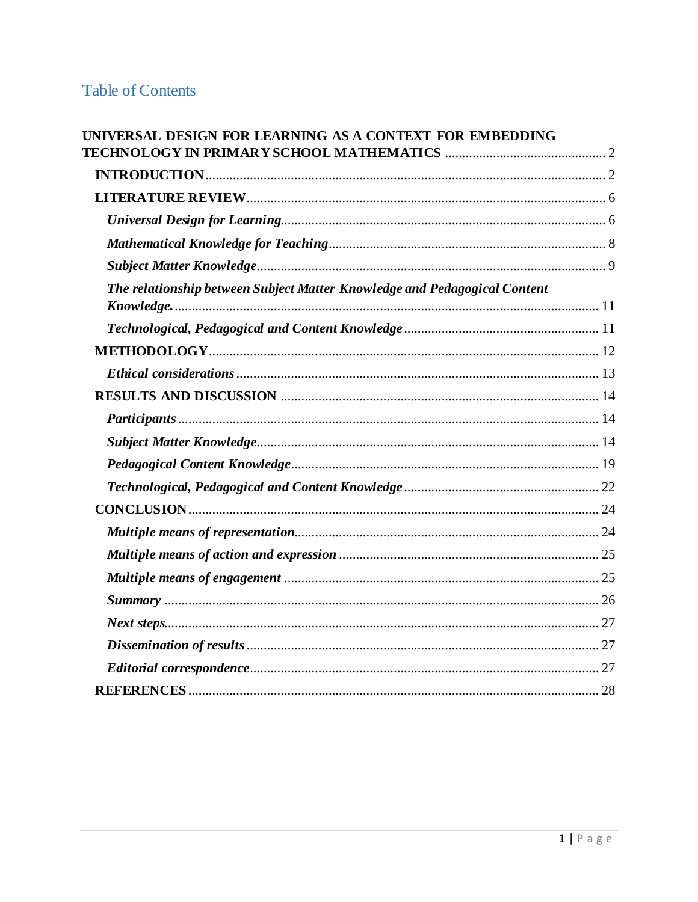# Table of Contents

**UNIVERSAL DESIGN FOR LEARNING AS A CONTEXT FOR EMBEDDING TECHNOLOGY IN PRIMARY SCHOOL MATHEMATICS** .............................................. 2

- **INTRODUCTION** .................................................................................................... 2
- **LITERATURE REVIEW** ........................................................................................ 6
  - ***Universal Design for Learning*** ............................................................................. 6
  - ***Mathematical Knowledge for Teaching*** ................................................................ 8
  - ***Subject Matter Knowledge*** .................................................................................... 9
  - ***The relationship between Subject Matter Knowledge and Pedagogical Content Knowledge.*** ........................................................................................................... 11
  - ***Technological, Pedagogical and Content Knowledge*** ........................................ 11
- **METHODOLOGY** ................................................................................................. 12
  - ***Ethical considerations*** ......................................................................................... 13
- **RESULTS AND DISCUSSION** ............................................................................ 14
  - ***Participants*** .......................................................................................................... 14
  - ***Subject Matter Knowledge*** .................................................................................. 14
  - ***Pedagogical Content Knowledge*** ........................................................................ 19
  - ***Technological, Pedagogical and Content Knowledge*** ........................................ 22
- **CONCLUSION** ...................................................................................................... 24
  - ***Multiple means of representation*** ....................................................................... 24
  - ***Multiple means of action and expression*** ........................................................... 25
  - ***Multiple means of engagement*** ........................................................................... 25
  - ***Summary*** .............................................................................................................. 26
  - ***Next steps*** ............................................................................................................. 27
  - ***Dissemination of results*** ...................................................................................... 27
  - ***Editorial correspondence*** ..................................................................................... 27
- **REFERENCES** ...................................................................................................... 28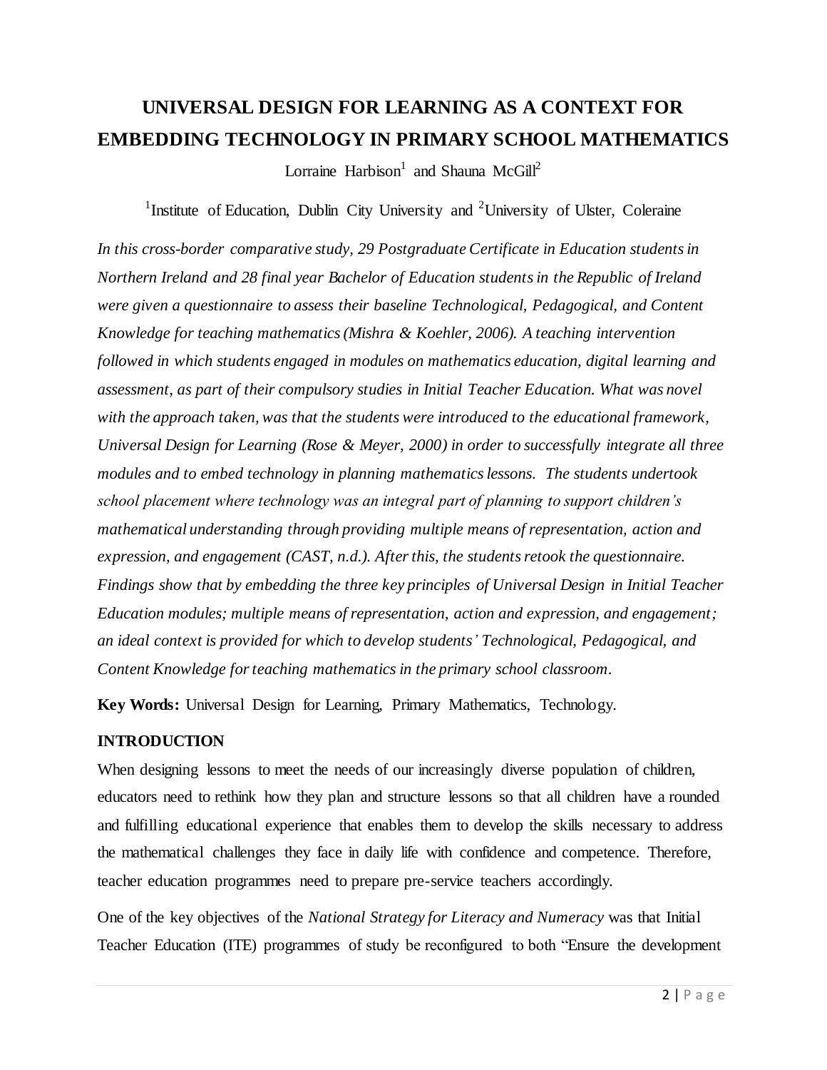# UNIVERSAL DESIGN FOR LEARNING AS A CONTEXT FOR EMBEDDING TECHNOLOGY IN PRIMARY SCHOOL MATHEMATICS

Lorraine Harbison[1] and Shauna McGill[2]

[1]Institute of Education, Dublin City University and [2]University of Ulster, Coleraine

*In this cross-border comparative study, 29 Postgraduate Certificate in Education students in Northern Ireland and 28 final year Bachelor of Education students in the Republic of Ireland were given a questionnaire to assess their baseline Technological, Pedagogical, and Content Knowledge for teaching mathematics (Mishra & Koehler, 2006). A teaching intervention followed in which students engaged in modules on mathematics education, digital learning and assessment, as part of their compulsory studies in Initial Teacher Education. What was novel with the approach taken, was that the students were introduced to the educational framework, Universal Design for Learning (Rose & Meyer, 2000) in order to successfully integrate all three modules and to embed technology in planning mathematics lessons. The students undertook school placement where technology was an integral part of planning to support children's mathematical understanding through providing multiple means of representation, action and expression, and engagement (CAST, n.d.). After this, the students retook the questionnaire. Findings show that by embedding the three key principles of Universal Design in Initial Teacher Education modules; multiple means of representation, action and expression, and engagement; an ideal context is provided for which to develop students' Technological, Pedagogical, and Content Knowledge for teaching mathematics in the primary school classroom.*

**Key Words:** Universal Design for Learning, Primary Mathematics, Technology.

## INTRODUCTION

When designing lessons to meet the needs of our increasingly diverse population of children, educators need to rethink how they plan and structure lessons so that all children have a rounded and fulfilling educational experience that enables them to develop the skills necessary to address the mathematical challenges they face in daily life with confidence and competence. Therefore, teacher education programmes need to prepare pre-service teachers accordingly.

One of the key objectives of the *National Strategy for Literacy and Numeracy* was that Initial Teacher Education (ITE) programmes of study be reconfigured to both "Ensure the development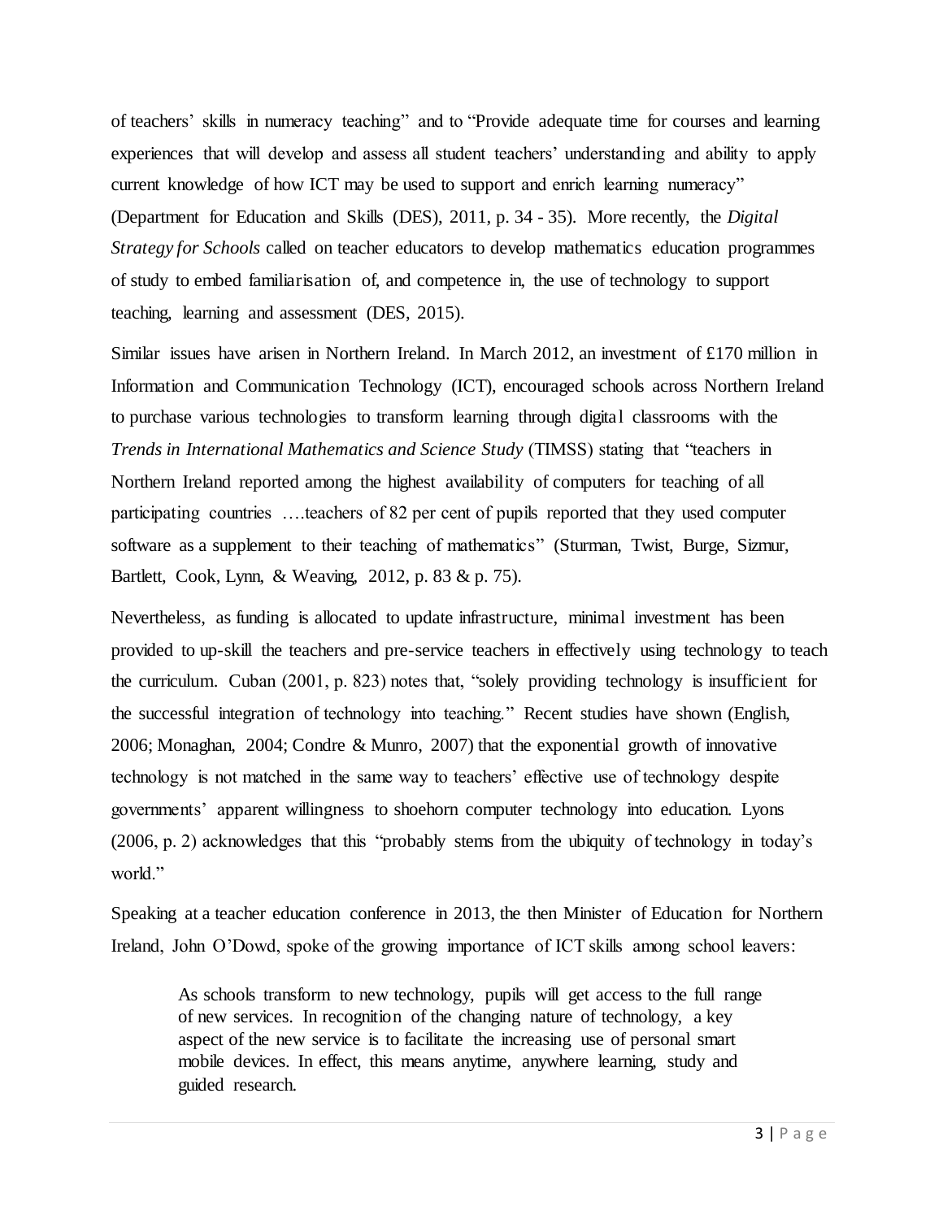of teachers' skills in numeracy teaching" and to "Provide adequate time for courses and learning experiences that will develop and assess all student teachers' understanding and ability to apply current knowledge of how ICT may be used to support and enrich learning numeracy" (Department for Education and Skills (DES), 2011, p. 34 - 35). More recently, the *Digital Strategy for Schools* called on teacher educators to develop mathematics education programmes of study to embed familiarisation of, and competence in, the use of technology to support teaching, learning and assessment (DES, 2015).

Similar issues have arisen in Northern Ireland. In March 2012, an investment of £170 million in Information and Communication Technology (ICT), encouraged schools across Northern Ireland to purchase various technologies to transform learning through digital classrooms with the *Trends in International Mathematics and Science Study* (TIMSS) stating that "teachers in Northern Ireland reported among the highest availability of computers for teaching of all participating countries ….teachers of 82 per cent of pupils reported that they used computer software as a supplement to their teaching of mathematics" (Sturman, Twist, Burge, Sizmur, Bartlett, Cook, Lynn, & Weaving, 2012, p. 83 & p. 75).

Nevertheless, as funding is allocated to update infrastructure, minimal investment has been provided to up-skill the teachers and pre-service teachers in effectively using technology to teach the curriculum. Cuban (2001, p. 823) notes that, "solely providing technology is insufficient for the successful integration of technology into teaching." Recent studies have shown (English, 2006; Monaghan, 2004; Condre & Munro, 2007) that the exponential growth of innovative technology is not matched in the same way to teachers' effective use of technology despite governments' apparent willingness to shoehorn computer technology into education. Lyons (2006, p. 2) acknowledges that this "probably stems from the ubiquity of technology in today's world."

Speaking at a teacher education conference in 2013, the then Minister of Education for Northern Ireland, John O'Dowd, spoke of the growing importance of ICT skills among school leavers:

> As schools transform to new technology, pupils will get access to the full range of new services. In recognition of the changing nature of technology, a key aspect of the new service is to facilitate the increasing use of personal smart mobile devices. In effect, this means anytime, anywhere learning, study and guided research.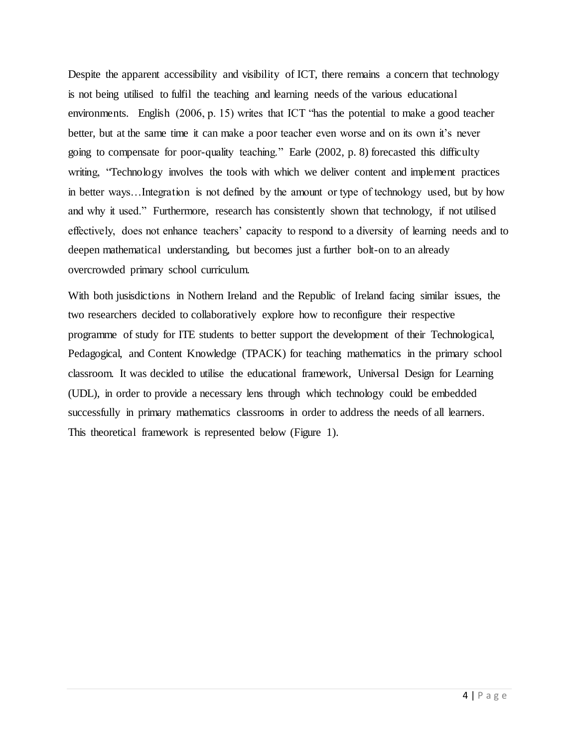Despite the apparent accessibility and visibility of ICT, there remains a concern that technology is not being utilised to fulfil the teaching and learning needs of the various educational environments. English (2006, p. 15) writes that ICT "has the potential to make a good teacher better, but at the same time it can make a poor teacher even worse and on its own it's never going to compensate for poor-quality teaching." Earle (2002, p. 8) forecasted this difficulty writing, "Technology involves the tools with which we deliver content and implement practices in better ways…Integration is not defined by the amount or type of technology used, but by how and why it used." Furthermore, research has consistently shown that technology, if not utilised effectively, does not enhance teachers' capacity to respond to a diversity of learning needs and to deepen mathematical understanding, but becomes just a further bolt-on to an already overcrowded primary school curriculum.

With both jusisdictions in Nothern Ireland and the Republic of Ireland facing similar issues, the two researchers decided to collaboratively explore how to reconfigure their respective programme of study for ITE students to better support the development of their Technological, Pedagogical, and Content Knowledge (TPACK) for teaching mathematics in the primary school classroom. It was decided to utilise the educational framework, Universal Design for Learning (UDL), in order to provide a necessary lens through which technology could be embedded successfully in primary mathematics classrooms in order to address the needs of all learners. This theoretical framework is represented below (Figure 1).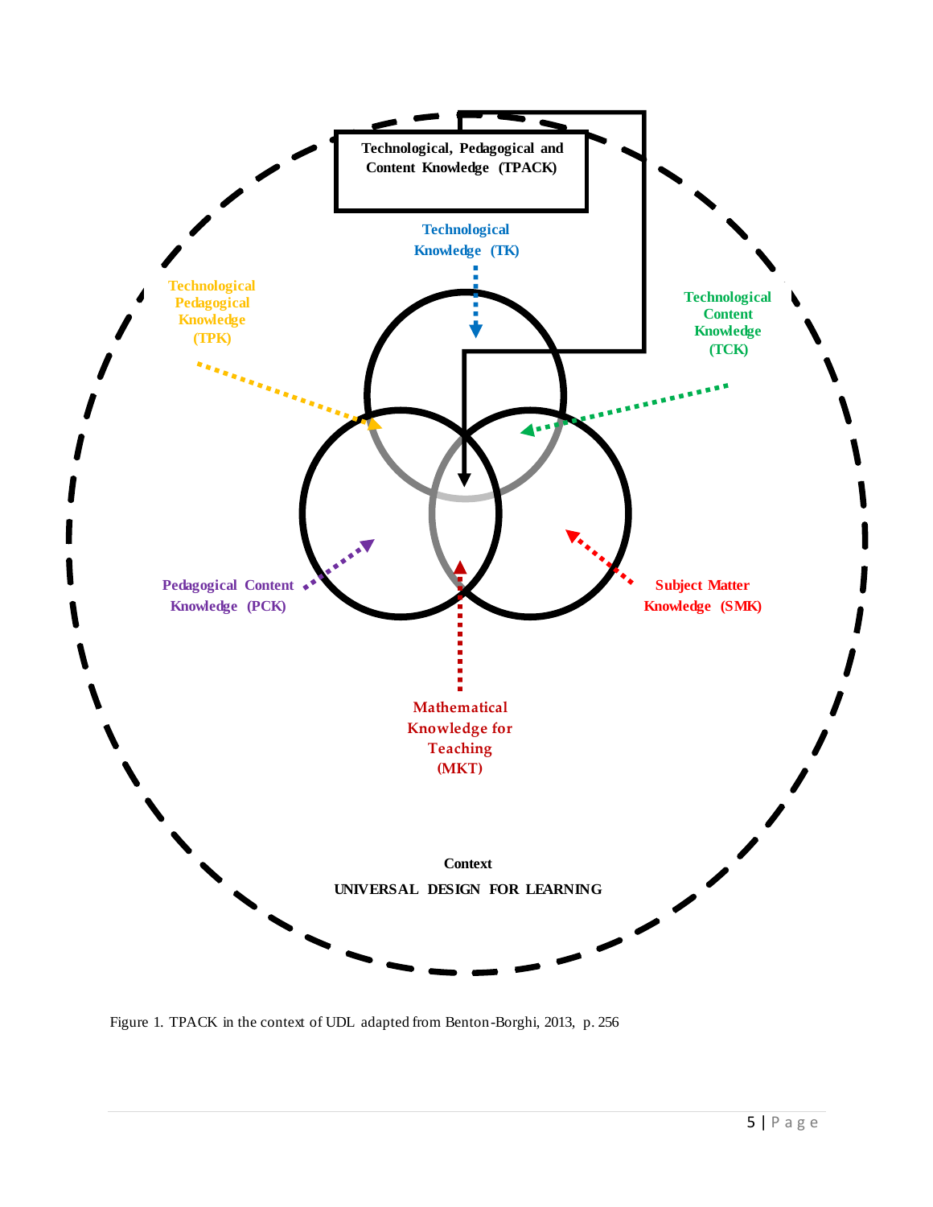Technological, Pedagogical and Content Knowledge (TPACK)

Technological Knowledge (TK)

Technological Pedagogical Knowledge (TPK)

Technological Content Knowledge (TCK)

Pedagogical Content Knowledge (PCK)

Subject Matter Knowledge (SMK)

Mathematical Knowledge for Teaching (MKT)

Context

UNIVERSAL DESIGN FOR LEARNING

Figure 1. TPACK in the context of UDL adapted from Benton-Borghi, 2013, p. 256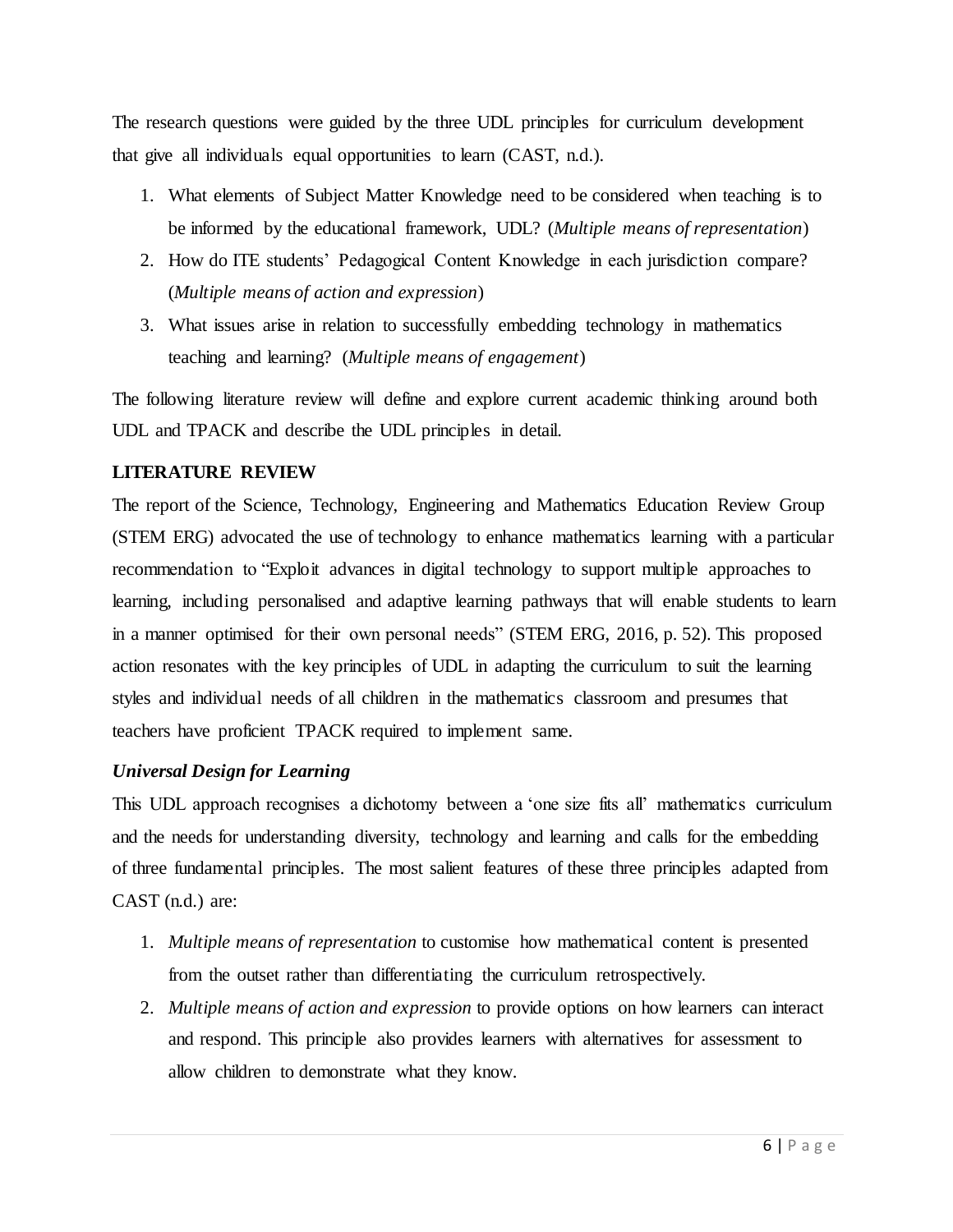The research questions were guided by the three UDL principles for curriculum development that give all individuals equal opportunities to learn (CAST, n.d.).

1. What elements of Subject Matter Knowledge need to be considered when teaching is to be informed by the educational framework, UDL? (*Multiple means of representation*)
2. How do ITE students' Pedagogical Content Knowledge in each jurisdiction compare? (*Multiple means of action and expression*)
3. What issues arise in relation to successfully embedding technology in mathematics teaching and learning? (*Multiple means of engagement*)

The following literature review will define and explore current academic thinking around both UDL and TPACK and describe the UDL principles in detail.

## LITERATURE REVIEW

The report of the Science, Technology, Engineering and Mathematics Education Review Group (STEM ERG) advocated the use of technology to enhance mathematics learning with a particular recommendation to "Exploit advances in digital technology to support multiple approaches to learning, including personalised and adaptive learning pathways that will enable students to learn in a manner optimised for their own personal needs" (STEM ERG, 2016, p. 52). This proposed action resonates with the key principles of UDL in adapting the curriculum to suit the learning styles and individual needs of all children in the mathematics classroom and presumes that teachers have proficient TPACK required to implement same.

### *Universal Design for Learning*

This UDL approach recognises a dichotomy between a 'one size fits all' mathematics curriculum and the needs for understanding diversity, technology and learning and calls for the embedding of three fundamental principles. The most salient features of these three principles adapted from CAST (n.d.) are:

1. *Multiple means of representation* to customise how mathematical content is presented from the outset rather than differentiating the curriculum retrospectively.
2. *Multiple means of action and expression* to provide options on how learners can interact and respond. This principle also provides learners with alternatives for assessment to allow children to demonstrate what they know.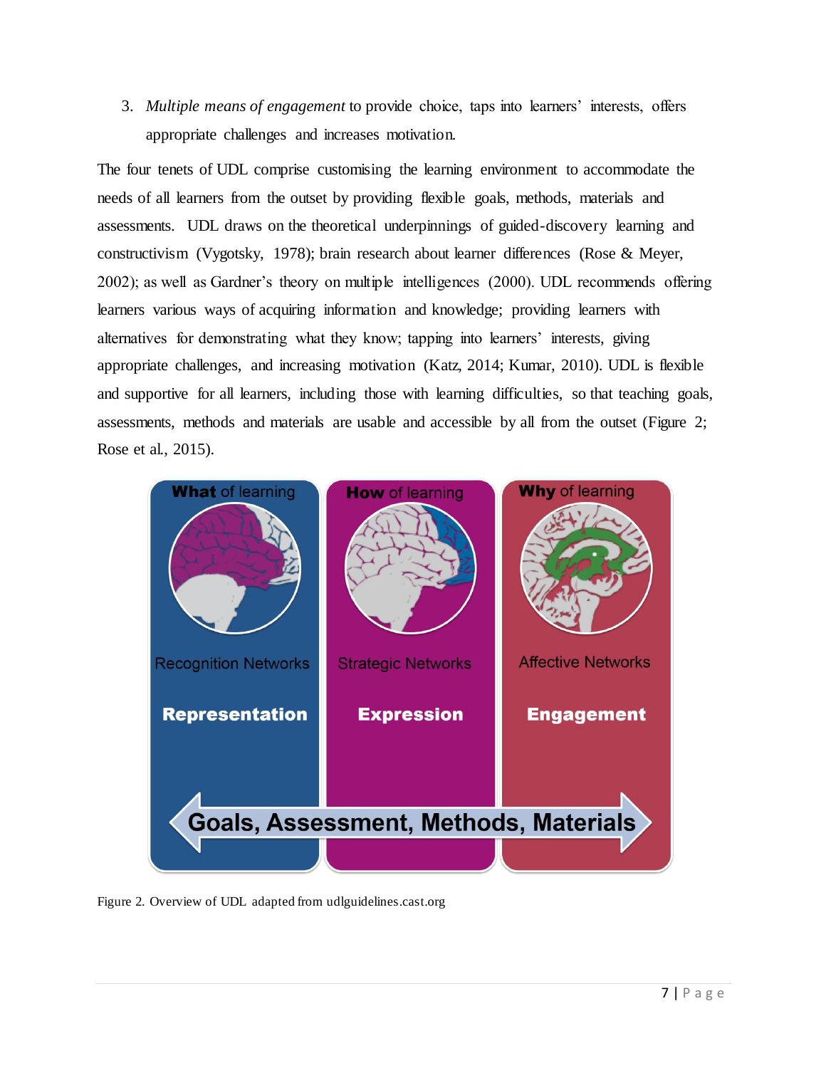3. *Multiple means of engagement* to provide choice, taps into learners' interests, offers appropriate challenges and increases motivation.

The four tenets of UDL comprise customising the learning environment to accommodate the needs of all learners from the outset by providing flexible goals, methods, materials and assessments. UDL draws on the theoretical underpinnings of guided-discovery learning and constructivism (Vygotsky, 1978); brain research about learner differences (Rose & Meyer, 2002); as well as Gardner's theory on multiple intelligences (2000). UDL recommends offering learners various ways of acquiring information and knowledge; providing learners with alternatives for demonstrating what they know; tapping into learners' interests, giving appropriate challenges, and increasing motivation (Katz, 2014; Kumar, 2010). UDL is flexible and supportive for all learners, including those with learning difficulties, so that teaching goals, assessments, methods and materials are usable and accessible by all from the outset (Figure 2; Rose et al., 2015).

| **What** of learning | **How** of learning | **Why** of learning |
|---|---|---|
| Recognition Networks | Strategic Networks | Affective Networks |
| **Representation** | **Expression** | **Engagement** |

**Goals, Assessment, Methods, Materials**

Figure 2. Overview of UDL adapted from udlguidelines.cast.org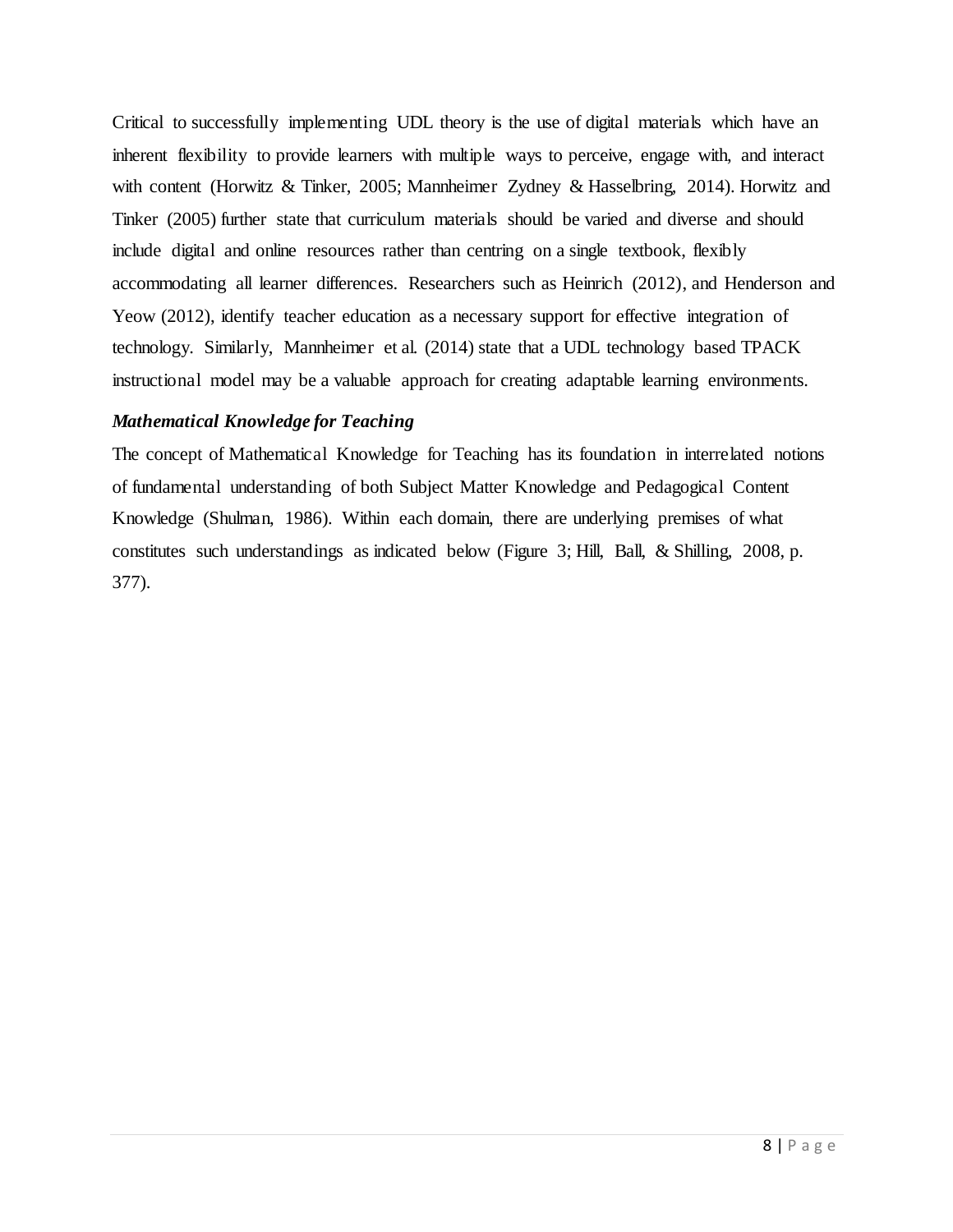Critical to successfully implementing UDL theory is the use of digital materials which have an inherent flexibility to provide learners with multiple ways to perceive, engage with, and interact with content (Horwitz & Tinker, 2005; Mannheimer Zydney & Hasselbring, 2014). Horwitz and Tinker (2005) further state that curriculum materials should be varied and diverse and should include digital and online resources rather than centring on a single textbook, flexibly accommodating all learner differences. Researchers such as Heinrich (2012), and Henderson and Yeow (2012), identify teacher education as a necessary support for effective integration of technology. Similarly, Mannheimer et al. (2014) state that a UDL technology based TPACK instructional model may be a valuable approach for creating adaptable learning environments.

### *Mathematical Knowledge for Teaching*

The concept of Mathematical Knowledge for Teaching has its foundation in interrelated notions of fundamental understanding of both Subject Matter Knowledge and Pedagogical Content Knowledge (Shulman, 1986). Within each domain, there are underlying premises of what constitutes such understandings as indicated below (Figure 3; Hill, Ball, & Shilling, 2008, p. 377).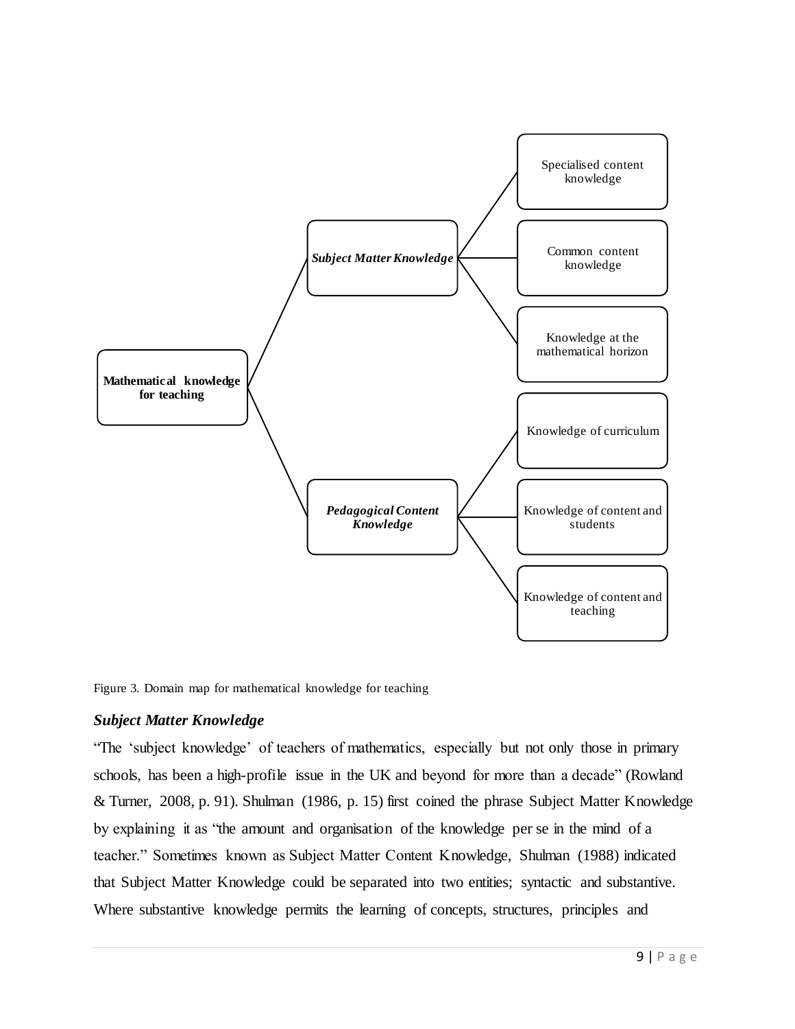- **Mathematical knowledge for teaching**
  - ***Subject Matter Knowledge***
    - Specialised content knowledge
    - Common content knowledge
    - Knowledge at the mathematical horizon
  - ***Pedagogical Content Knowledge***
    - Knowledge of curriculum
    - Knowledge of content and students
    - Knowledge of content and teaching

Figure 3. Domain map for mathematical knowledge for teaching

### *Subject Matter Knowledge*

"The 'subject knowledge' of teachers of mathematics, especially but not only those in primary schools, has been a high-profile issue in the UK and beyond for more than a decade" (Rowland & Turner, 2008, p. 91). Shulman (1986, p. 15) first coined the phrase Subject Matter Knowledge by explaining it as "the amount and organisation of the knowledge per se in the mind of a teacher." Sometimes known as Subject Matter Content Knowledge, Shulman (1988) indicated that Subject Matter Knowledge could be separated into two entities; syntactic and substantive. Where substantive knowledge permits the learning of concepts, structures, principles and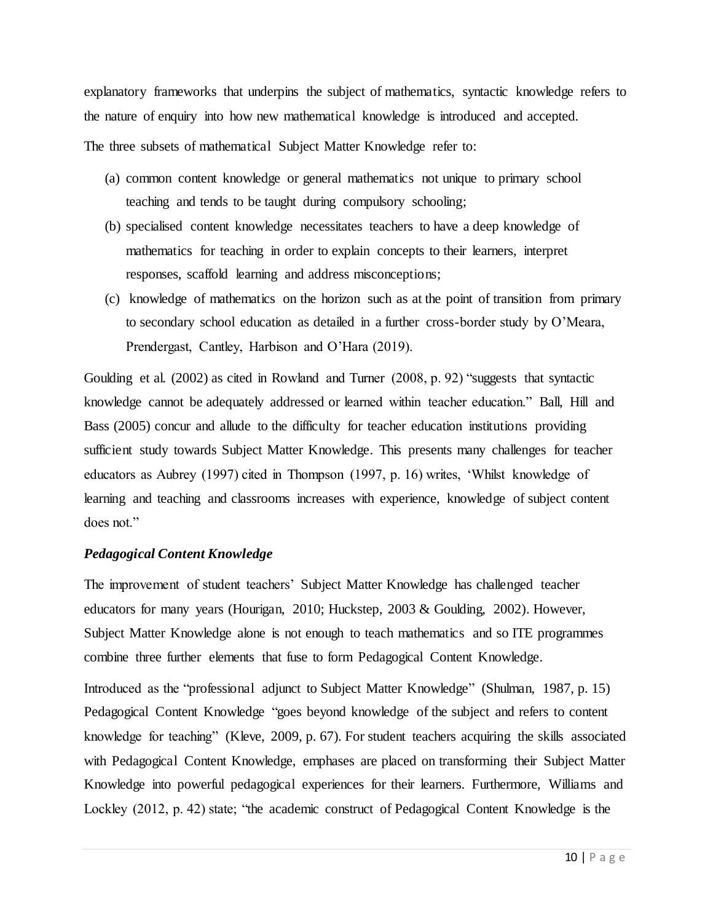explanatory frameworks that underpins the subject of mathematics, syntactic knowledge refers to the nature of enquiry into how new mathematical knowledge is introduced and accepted.

The three subsets of mathematical Subject Matter Knowledge refer to:

(a) common content knowledge or general mathematics not unique to primary school teaching and tends to be taught during compulsory schooling;

(b) specialised content knowledge necessitates teachers to have a deep knowledge of mathematics for teaching in order to explain concepts to their learners, interpret responses, scaffold learning and address misconceptions;

(c) knowledge of mathematics on the horizon such as at the point of transition from primary to secondary school education as detailed in a further cross-border study by O'Meara, Prendergast, Cantley, Harbison and O'Hara (2019).

Goulding et al. (2002) as cited in Rowland and Turner (2008, p. 92) "suggests that syntactic knowledge cannot be adequately addressed or learned within teacher education." Ball, Hill and Bass (2005) concur and allude to the difficulty for teacher education institutions providing sufficient study towards Subject Matter Knowledge. This presents many challenges for teacher educators as Aubrey (1997) cited in Thompson (1997, p. 16) writes, 'Whilst knowledge of learning and teaching and classrooms increases with experience, knowledge of subject content does not."

### *Pedagogical Content Knowledge*

The improvement of student teachers' Subject Matter Knowledge has challenged teacher educators for many years (Hourigan, 2010; Huckstep, 2003 & Goulding, 2002). However, Subject Matter Knowledge alone is not enough to teach mathematics and so ITE programmes combine three further elements that fuse to form Pedagogical Content Knowledge.

Introduced as the "professional adjunct to Subject Matter Knowledge" (Shulman, 1987, p. 15) Pedagogical Content Knowledge "goes beyond knowledge of the subject and refers to content knowledge for teaching" (Kleve, 2009, p. 67). For student teachers acquiring the skills associated with Pedagogical Content Knowledge, emphases are placed on transforming their Subject Matter Knowledge into powerful pedagogical experiences for their learners. Furthermore, Williams and Lockley (2012, p. 42) state; "the academic construct of Pedagogical Content Knowledge is the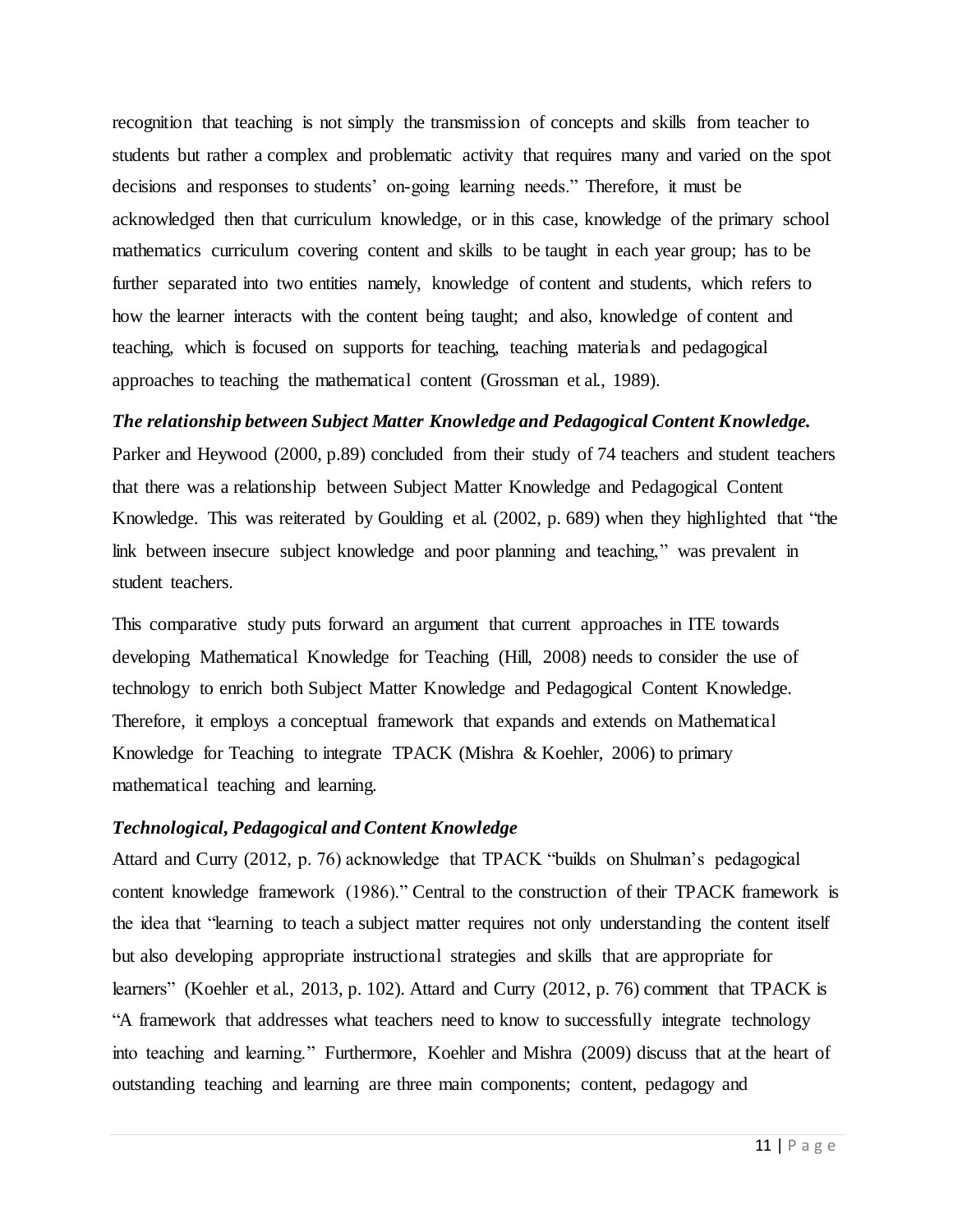recognition that teaching is not simply the transmission of concepts and skills from teacher to students but rather a complex and problematic activity that requires many and varied on the spot decisions and responses to students' on-going learning needs." Therefore, it must be acknowledged then that curriculum knowledge, or in this case, knowledge of the primary school mathematics curriculum covering content and skills to be taught in each year group; has to be further separated into two entities namely, knowledge of content and students, which refers to how the learner interacts with the content being taught; and also, knowledge of content and teaching, which is focused on supports for teaching, teaching materials and pedagogical approaches to teaching the mathematical content (Grossman et al., 1989).

### *The relationship between Subject Matter Knowledge and Pedagogical Content Knowledge.*

Parker and Heywood (2000, p.89) concluded from their study of 74 teachers and student teachers that there was a relationship between Subject Matter Knowledge and Pedagogical Content Knowledge. This was reiterated by Goulding et al. (2002, p. 689) when they highlighted that "the link between insecure subject knowledge and poor planning and teaching," was prevalent in student teachers.

This comparative study puts forward an argument that current approaches in ITE towards developing Mathematical Knowledge for Teaching (Hill, 2008) needs to consider the use of technology to enrich both Subject Matter Knowledge and Pedagogical Content Knowledge. Therefore, it employs a conceptual framework that expands and extends on Mathematical Knowledge for Teaching to integrate TPACK (Mishra & Koehler, 2006) to primary mathematical teaching and learning.

### *Technological, Pedagogical and Content Knowledge*

Attard and Curry (2012, p. 76) acknowledge that TPACK "builds on Shulman's pedagogical content knowledge framework (1986)." Central to the construction of their TPACK framework is the idea that "learning to teach a subject matter requires not only understanding the content itself but also developing appropriate instructional strategies and skills that are appropriate for learners" (Koehler et al., 2013, p. 102). Attard and Curry (2012, p. 76) comment that TPACK is "A framework that addresses what teachers need to know to successfully integrate technology into teaching and learning." Furthermore, Koehler and Mishra (2009) discuss that at the heart of outstanding teaching and learning are three main components; content, pedagogy and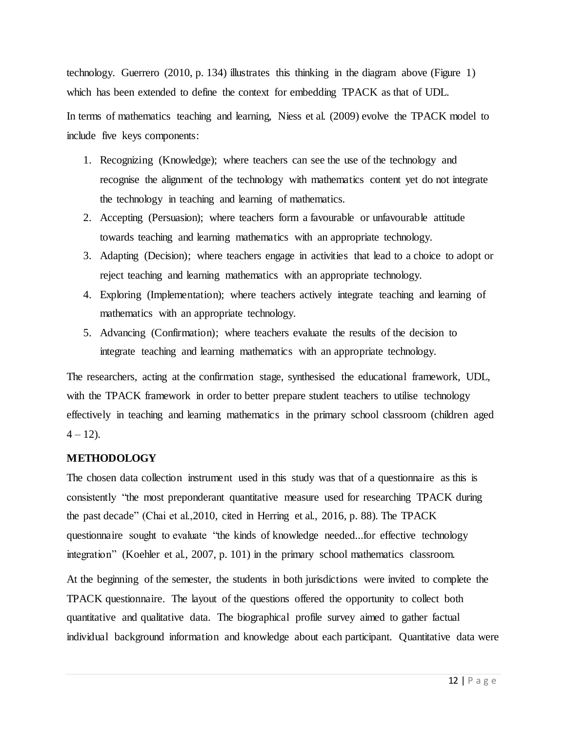technology. Guerrero (2010, p. 134) illustrates this thinking in the diagram above (Figure 1) which has been extended to define the context for embedding TPACK as that of UDL.

In terms of mathematics teaching and learning, Niess et al. (2009) evolve the TPACK model to include five keys components:

1. Recognizing (Knowledge); where teachers can see the use of the technology and recognise the alignment of the technology with mathematics content yet do not integrate the technology in teaching and learning of mathematics.
2. Accepting (Persuasion); where teachers form a favourable or unfavourable attitude towards teaching and learning mathematics with an appropriate technology.
3. Adapting (Decision); where teachers engage in activities that lead to a choice to adopt or reject teaching and learning mathematics with an appropriate technology.
4. Exploring (Implementation); where teachers actively integrate teaching and learning of mathematics with an appropriate technology.
5. Advancing (Confirmation); where teachers evaluate the results of the decision to integrate teaching and learning mathematics with an appropriate technology.

The researchers, acting at the confirmation stage, synthesised the educational framework, UDL, with the TPACK framework in order to better prepare student teachers to utilise technology effectively in teaching and learning mathematics in the primary school classroom (children aged 4 – 12).

**METHODOLOGY**

The chosen data collection instrument used in this study was that of a questionnaire as this is consistently "the most preponderant quantitative measure used for researching TPACK during the past decade" (Chai et al.,2010, cited in Herring et al., 2016, p. 88). The TPACK questionnaire sought to evaluate "the kinds of knowledge needed...for effective technology integration" (Koehler et al., 2007, p. 101) in the primary school mathematics classroom.

At the beginning of the semester, the students in both jurisdictions were invited to complete the TPACK questionnaire. The layout of the questions offered the opportunity to collect both quantitative and qualitative data. The biographical profile survey aimed to gather factual individual background information and knowledge about each participant. Quantitative data were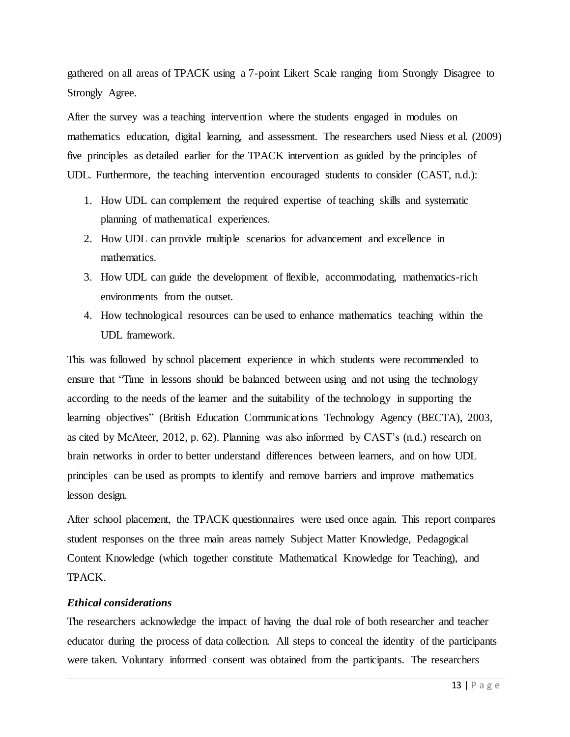gathered on all areas of TPACK using a 7-point Likert Scale ranging from Strongly Disagree to Strongly Agree.

After the survey was a teaching intervention where the students engaged in modules on mathematics education, digital learning, and assessment. The researchers used Niess et al. (2009) five principles as detailed earlier for the TPACK intervention as guided by the principles of UDL. Furthermore, the teaching intervention encouraged students to consider (CAST, n.d.):

1. How UDL can complement the required expertise of teaching skills and systematic planning of mathematical experiences.
2. How UDL can provide multiple scenarios for advancement and excellence in mathematics.
3. How UDL can guide the development of flexible, accommodating, mathematics-rich environments from the outset.
4. How technological resources can be used to enhance mathematics teaching within the UDL framework.

This was followed by school placement experience in which students were recommended to ensure that "Time in lessons should be balanced between using and not using the technology according to the needs of the learner and the suitability of the technology in supporting the learning objectives" (British Education Communications Technology Agency (BECTA), 2003, as cited by McAteer, 2012, p. 62). Planning was also informed by CAST's (n.d.) research on brain networks in order to better understand differences between learners, and on how UDL principles can be used as prompts to identify and remove barriers and improve mathematics lesson design.

After school placement, the TPACK questionnaires were used once again. This report compares student responses on the three main areas namely Subject Matter Knowledge, Pedagogical Content Knowledge (which together constitute Mathematical Knowledge for Teaching), and TPACK.

### *Ethical considerations*

The researchers acknowledge the impact of having the dual role of both researcher and teacher educator during the process of data collection. All steps to conceal the identity of the participants were taken. Voluntary informed consent was obtained from the participants. The researchers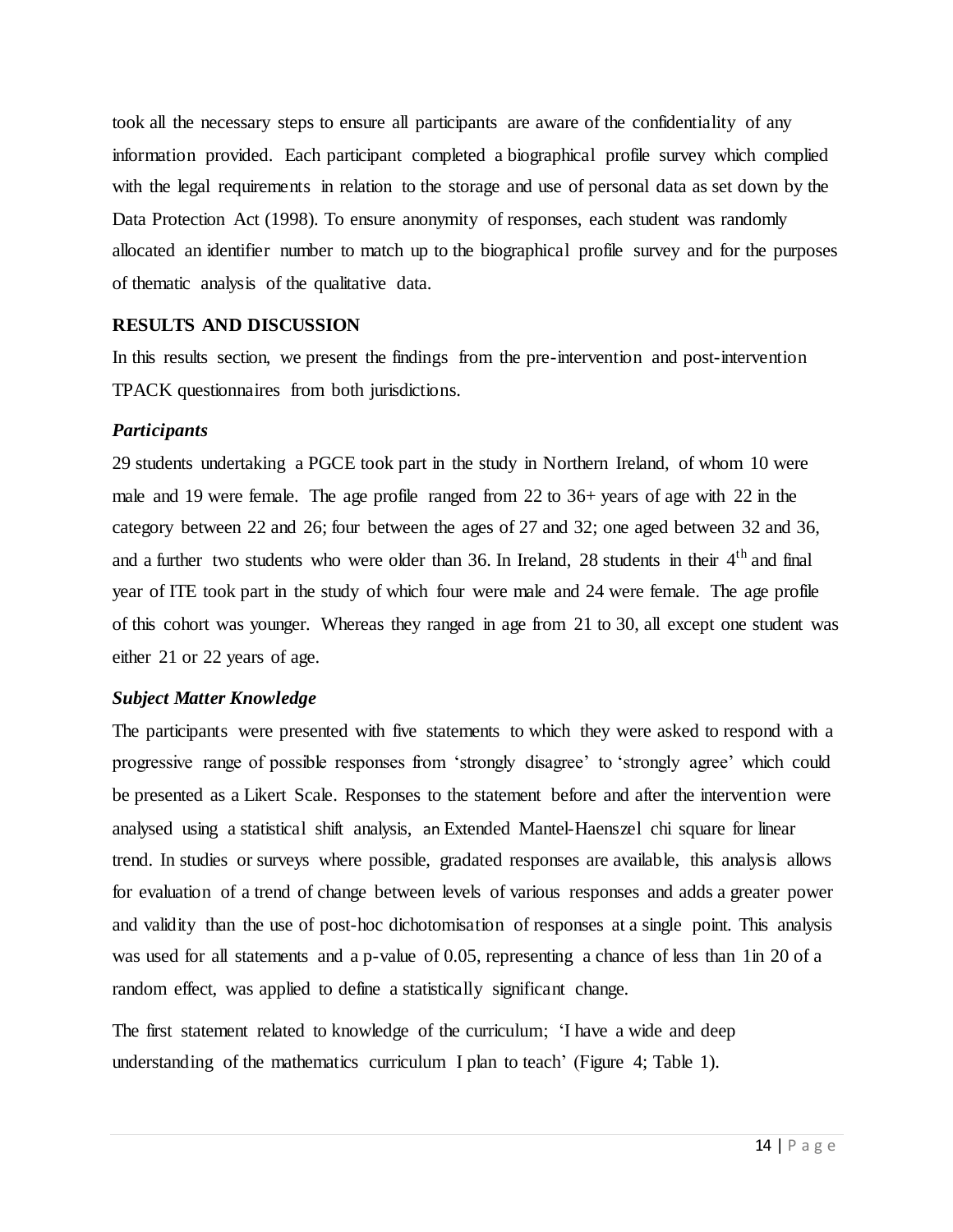took all the necessary steps to ensure all participants are aware of the confidentiality of any information provided. Each participant completed a biographical profile survey which complied with the legal requirements in relation to the storage and use of personal data as set down by the Data Protection Act (1998). To ensure anonymity of responses, each student was randomly allocated an identifier number to match up to the biographical profile survey and for the purposes of thematic analysis of the qualitative data.

## RESULTS AND DISCUSSION

In this results section, we present the findings from the pre-intervention and post-intervention TPACK questionnaires from both jurisdictions.

### *Participants*

29 students undertaking a PGCE took part in the study in Northern Ireland, of whom 10 were male and 19 were female. The age profile ranged from 22 to 36+ years of age with 22 in the category between 22 and 26; four between the ages of 27 and 32; one aged between 32 and 36, and a further two students who were older than 36. In Ireland, 28 students in their 4th and final year of ITE took part in the study of which four were male and 24 were female. The age profile of this cohort was younger. Whereas they ranged in age from 21 to 30, all except one student was either 21 or 22 years of age.

### *Subject Matter Knowledge*

The participants were presented with five statements to which they were asked to respond with a progressive range of possible responses from 'strongly disagree' to 'strongly agree' which could be presented as a Likert Scale. Responses to the statement before and after the intervention were analysed using a statistical shift analysis, an Extended Mantel-Haenszel chi square for linear trend. In studies or surveys where possible, gradated responses are available, this analysis allows for evaluation of a trend of change between levels of various responses and adds a greater power and validity than the use of post-hoc dichotomisation of responses at a single point. This analysis was used for all statements and a p-value of 0.05, representing a chance of less than 1in 20 of a random effect, was applied to define a statistically significant change.

The first statement related to knowledge of the curriculum; 'I have a wide and deep understanding of the mathematics curriculum I plan to teach' (Figure 4; Table 1).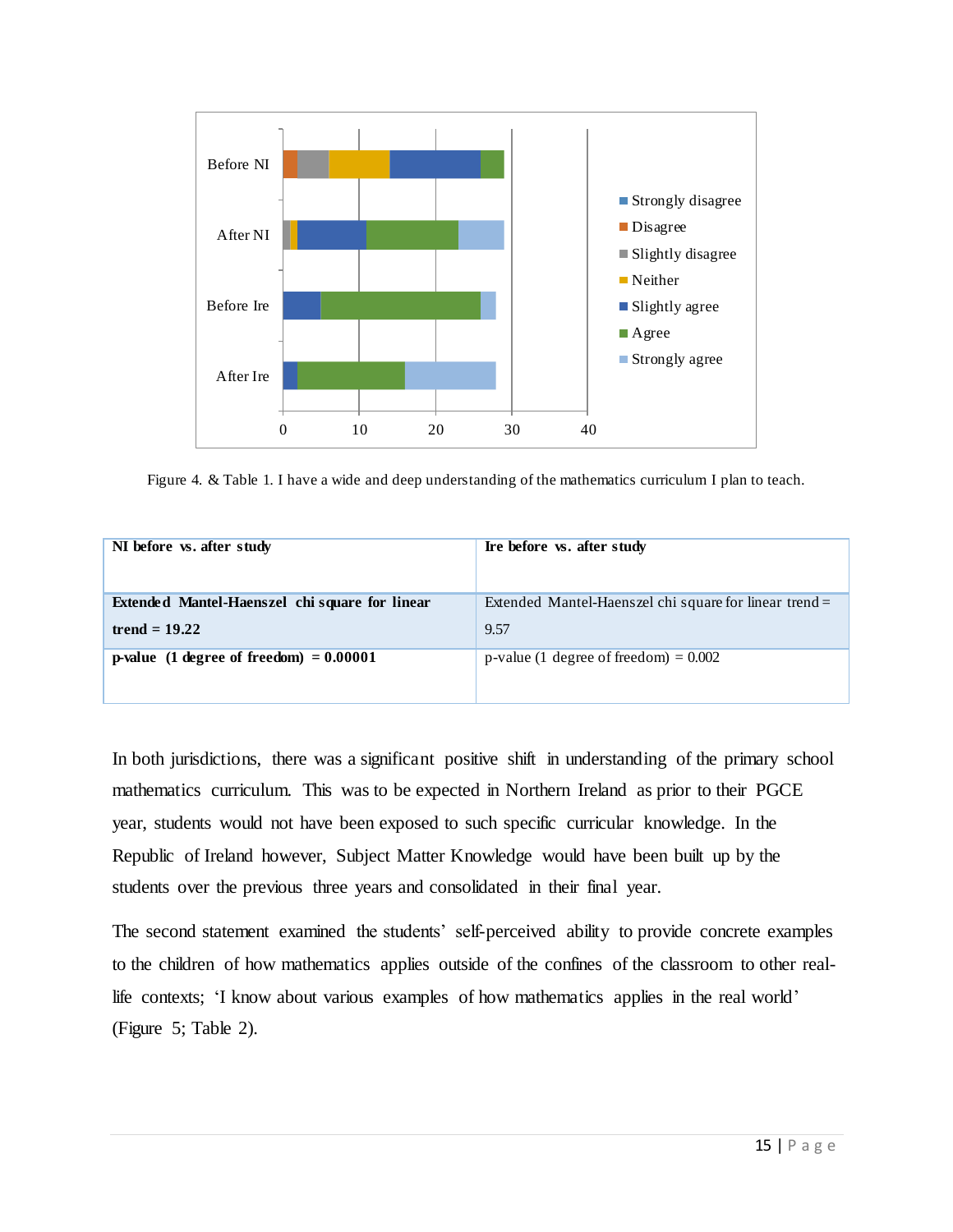Figure 4. & Table 1. I have a wide and deep understanding of the mathematics curriculum I plan to teach.

| **NI before vs. after study** | **Ire before vs. after study** |
|---|---|
| **Extended Mantel-Haenszel chi square for linear trend = 19.22** | Extended Mantel-Haenszel chi square for linear trend = 9.57 |
| **p-value (1 degree of freedom) = 0.00001** | p-value (1 degree of freedom) = 0.002 |

In both jurisdictions, there was a significant positive shift in understanding of the primary school mathematics curriculum. This was to be expected in Northern Ireland as prior to their PGCE year, students would not have been exposed to such specific curricular knowledge. In the Republic of Ireland however, Subject Matter Knowledge would have been built up by the students over the previous three years and consolidated in their final year.

The second statement examined the students' self-perceived ability to provide concrete examples to the children of how mathematics applies outside of the confines of the classroom to other real-life contexts; 'I know about various examples of how mathematics applies in the real world' (Figure 5; Table 2).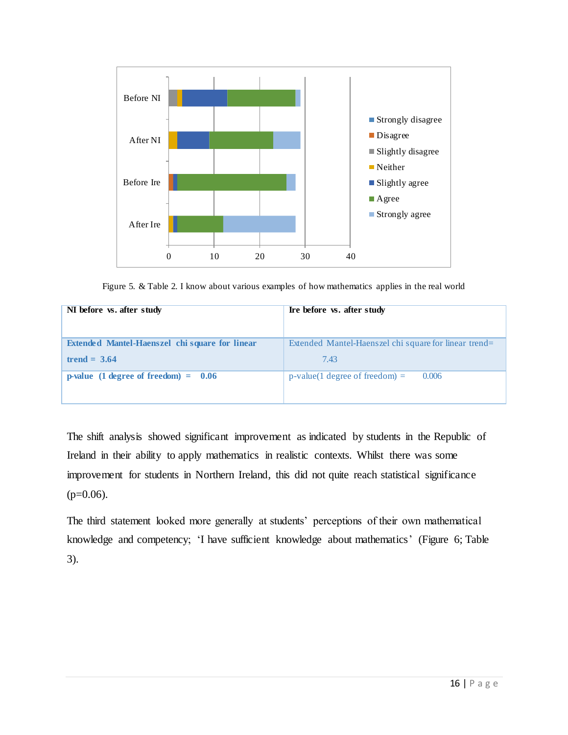Figure 5. & Table 2. I know about various examples of how mathematics applies in the real world

| NI before vs. after study | Ire before vs. after study |
|---|---|
| **Extended Mantel-Haenszel chi square for linear trend = 3.64** | Extended Mantel-Haenszel chi square for linear trend= 7.43 |
| **p-value (1 degree of freedom) = 0.06** | p-value(1 degree of freedom) = 0.006 |

The shift analysis showed significant improvement as indicated by students in the Republic of Ireland in their ability to apply mathematics in realistic contexts. Whilst there was some improvement for students in Northern Ireland, this did not quite reach statistical significance ($p=0.06$).

The third statement looked more generally at students' perceptions of their own mathematical knowledge and competency; 'I have sufficient knowledge about mathematics' (Figure 6; Table 3).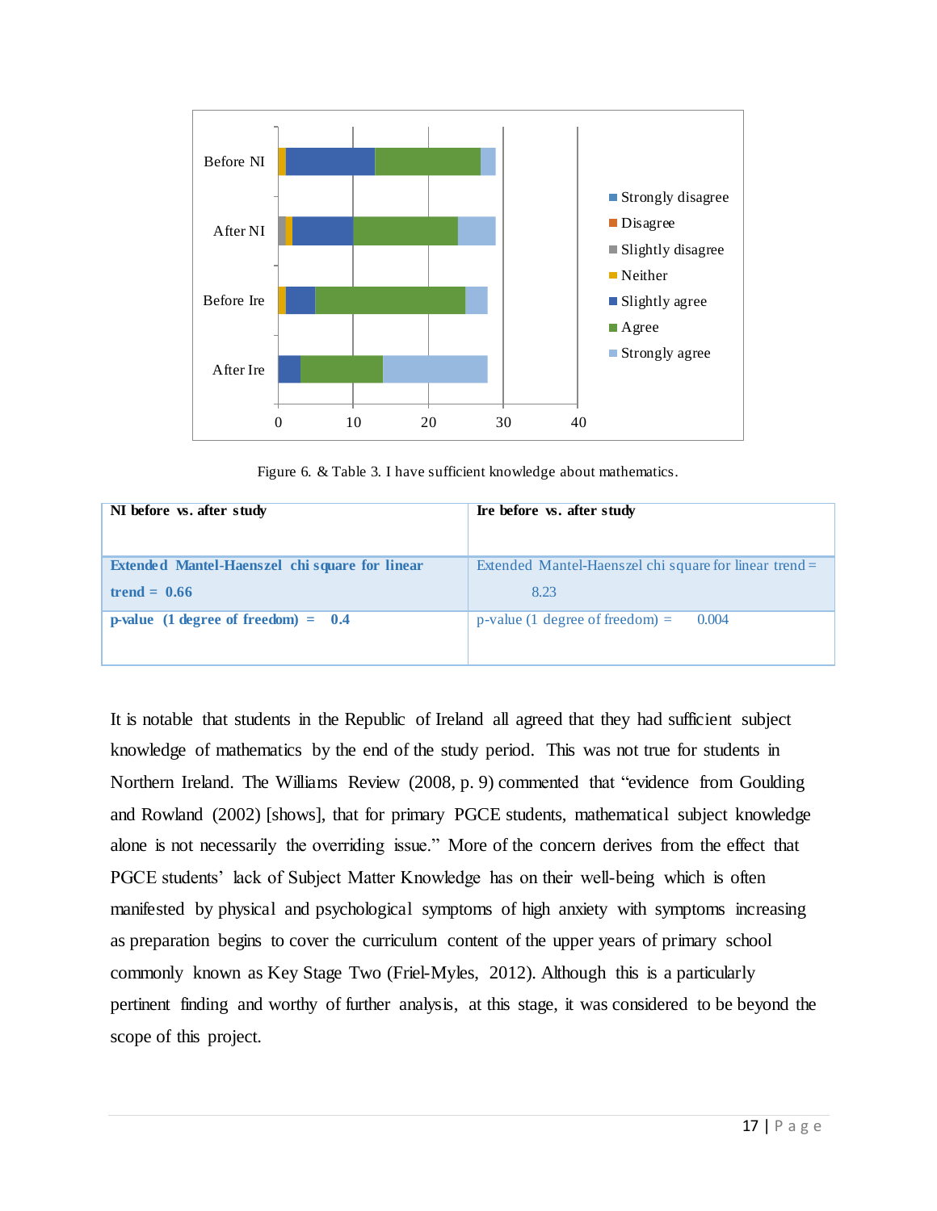Figure 6. & Table 3. I have sufficient knowledge about mathematics.

| NI before vs. after study | Ire before vs. after study |
|---|---|
| **Extended Mantel-Haenszel chi square for linear trend = 0.66** | Extended Mantel-Haenszel chi square for linear trend = 8.23 |
| **p-value (1 degree of freedom) = 0.4** | p-value (1 degree of freedom) = 0.004 |

It is notable that students in the Republic of Ireland all agreed that they had sufficient subject knowledge of mathematics by the end of the study period. This was not true for students in Northern Ireland. The Williams Review (2008, p. 9) commented that "evidence from Goulding and Rowland (2002) [shows], that for primary PGCE students, mathematical subject knowledge alone is not necessarily the overriding issue." More of the concern derives from the effect that PGCE students' lack of Subject Matter Knowledge has on their well-being which is often manifested by physical and psychological symptoms of high anxiety with symptoms increasing as preparation begins to cover the curriculum content of the upper years of primary school commonly known as Key Stage Two (Friel-Myles, 2012). Although this is a particularly pertinent finding and worthy of further analysis, at this stage, it was considered to be beyond the scope of this project.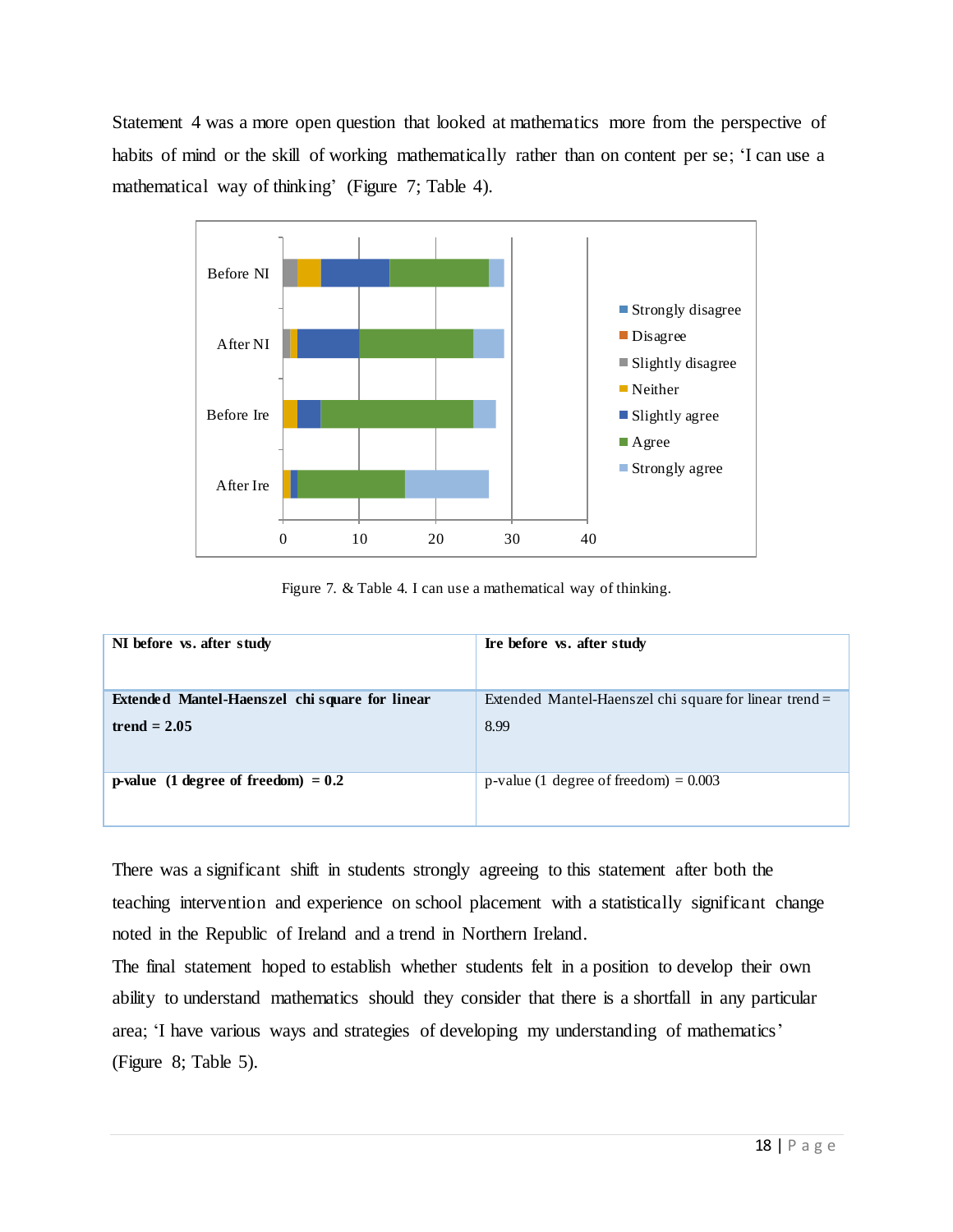Statement 4 was a more open question that looked at mathematics more from the perspective of habits of mind or the skill of working mathematically rather than on content per se; 'I can use a mathematical way of thinking' (Figure 7; Table 4).

Figure 7. & Table 4. I can use a mathematical way of thinking.

| **NI before vs. after study** | **Ire before vs. after study** |
|---|---|
| **Extended Mantel-Haenszel chi square for linear trend = 2.05** | Extended Mantel-Haenszel chi square for linear trend = 8.99 |
| **p-value (1 degree of freedom) = 0.2** | p-value (1 degree of freedom) = 0.003 |

There was a significant shift in students strongly agreeing to this statement after both the teaching intervention and experience on school placement with a statistically significant change noted in the Republic of Ireland and a trend in Northern Ireland.

The final statement hoped to establish whether students felt in a position to develop their own ability to understand mathematics should they consider that there is a shortfall in any particular area; 'I have various ways and strategies of developing my understanding of mathematics' (Figure 8; Table 5).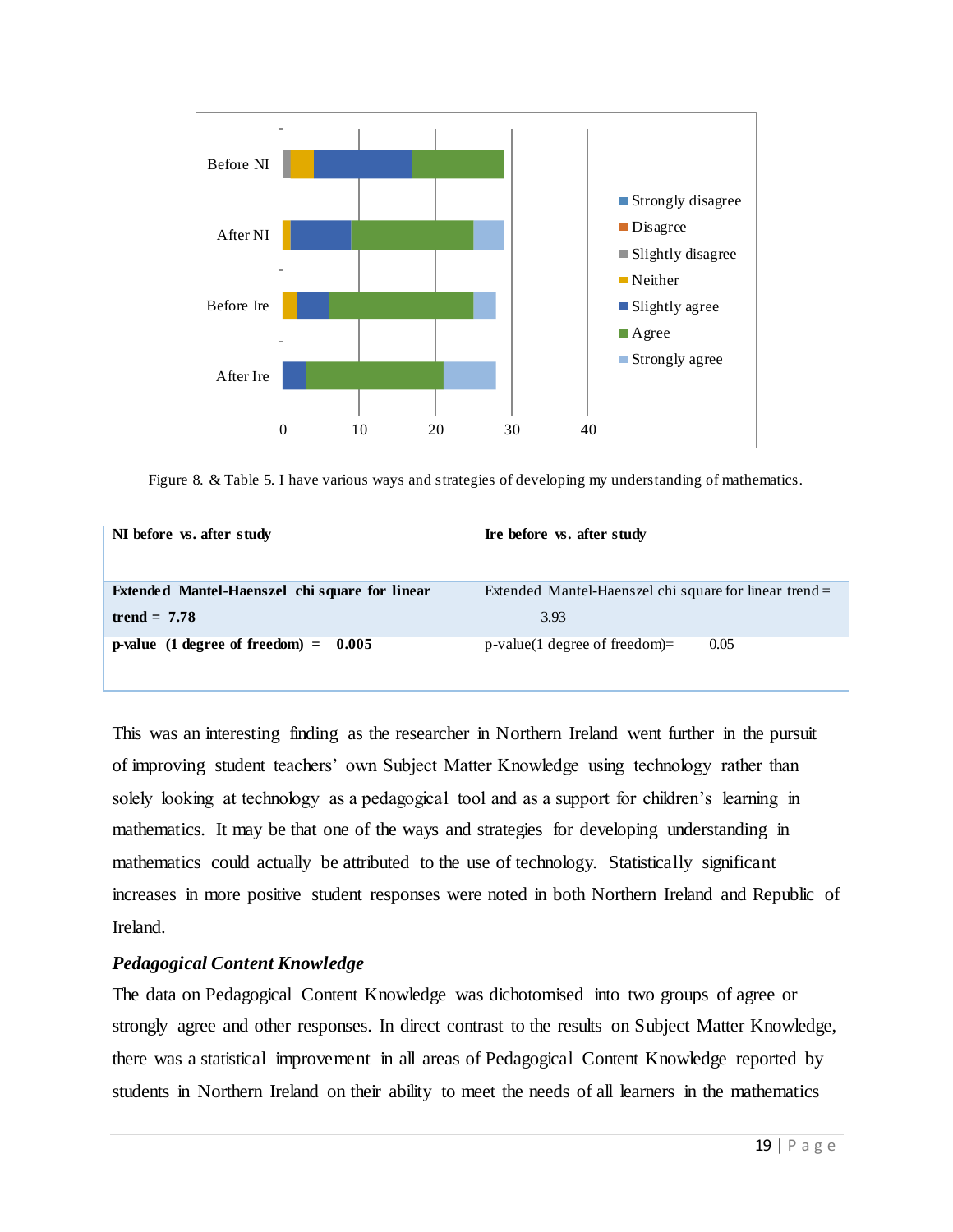Figure 8. & Table 5. I have various ways and strategies of developing my understanding of mathematics.

| NI before vs. after study | Ire before vs. after study |
|---|---|
| **Extended Mantel-Haenszel chi square for linear trend = 7.78** | Extended Mantel-Haenszel chi square for linear trend = 3.93 |
| **p-value (1 degree of freedom) = 0.005** | p-value(1 degree of freedom)= 0.05 |

This was an interesting finding as the researcher in Northern Ireland went further in the pursuit of improving student teachers' own Subject Matter Knowledge using technology rather than solely looking at technology as a pedagogical tool and as a support for children's learning in mathematics. It may be that one of the ways and strategies for developing understanding in mathematics could actually be attributed to the use of technology. Statistically significant increases in more positive student responses were noted in both Northern Ireland and Republic of Ireland.

***Pedagogical Content Knowledge***

The data on Pedagogical Content Knowledge was dichotomised into two groups of agree or strongly agree and other responses. In direct contrast to the results on Subject Matter Knowledge, there was a statistical improvement in all areas of Pedagogical Content Knowledge reported by students in Northern Ireland on their ability to meet the needs of all learners in the mathematics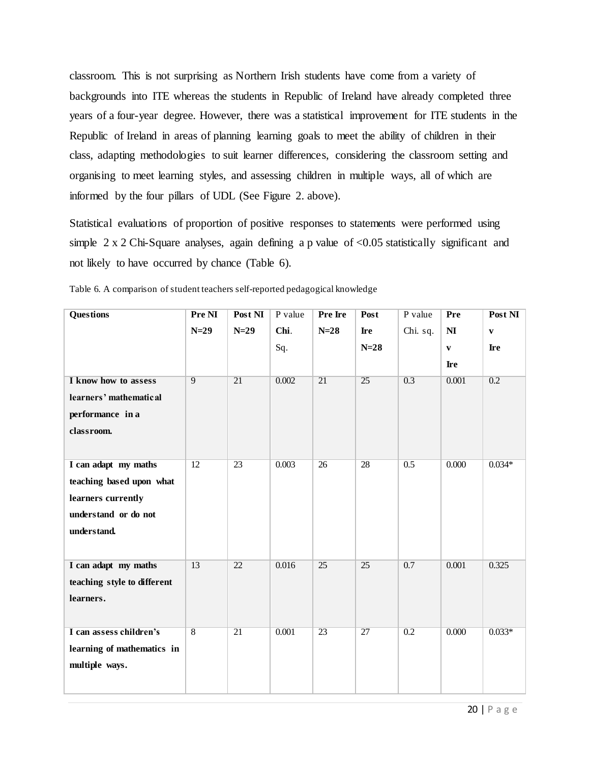classroom. This is not surprising as Northern Irish students have come from a variety of backgrounds into ITE whereas the students in Republic of Ireland have already completed three years of a four-year degree. However, there was a statistical improvement for ITE students in the Republic of Ireland in areas of planning learning goals to meet the ability of children in their class, adapting methodologies to suit learner differences, considering the classroom setting and organising to meet learning styles, and assessing children in multiple ways, all of which are informed by the four pillars of UDL (See Figure 2. above).

Statistical evaluations of proportion of positive responses to statements were performed using simple 2 x 2 Chi-Square analyses, again defining a p value of <0.05 statistically significant and not likely to have occurred by chance (Table 6).

Table 6. A comparison of student teachers self-reported pedagogical knowledge

| **Questions** | **Pre NI N=29** | **Post NI N=29** | P value **Chi**. Sq. | **Pre Ire N=28** | **Post Ire N=28** | P value Chi. sq. | **Pre NI v Ire** | **Post NI v Ire** |
|---|---|---|---|---|---|---|---|---|
| **I know how to assess learners' mathematical performance in a classroom.** | 9 | 21 | 0.002 | 21 | 25 | 0.3 | 0.001 | 0.2 |
| **I can adapt my maths teaching based upon what learners currently understand or do not understand.** | 12 | 23 | 0.003 | 26 | 28 | 0.5 | 0.000 | 0.034* |
| **I can adapt my maths teaching style to different learners.** | 13 | 22 | 0.016 | 25 | 25 | 0.7 | 0.001 | 0.325 |
| **I can assess children's learning of mathematics in multiple ways.** | 8 | 21 | 0.001 | 23 | 27 | 0.2 | 0.000 | 0.033* |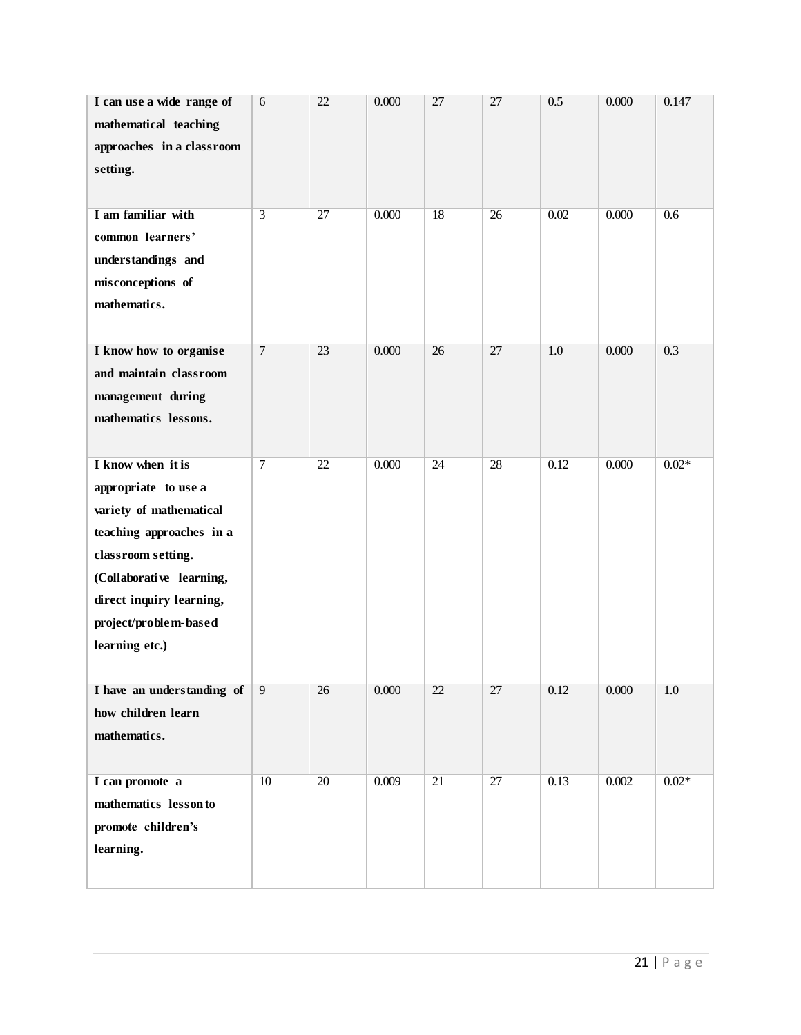| | | | | | | | | |
|---|---|---|---|---|---|---|---|---|
| **I can use a wide range of mathematical teaching approaches in a classroom setting.** | 6 | 22 | 0.000 | 27 | 27 | 0.5 | 0.000 | 0.147 |
| **I am familiar with common learners' understandings and misconceptions of mathematics.** | 3 | 27 | 0.000 | 18 | 26 | 0.02 | 0.000 | 0.6 |
| **I know how to organise and maintain classroom management during mathematics lessons.** | 7 | 23 | 0.000 | 26 | 27 | 1.0 | 0.000 | 0.3 |
| **I know when it is appropriate to use a variety of mathematical teaching approaches in a classroom setting. (Collaborative learning, direct inquiry learning, project/problem-based learning etc.)** | 7 | 22 | 0.000 | 24 | 28 | 0.12 | 0.000 | 0.02* |
| **I have an understanding of how children learn mathematics.** | 9 | 26 | 0.000 | 22 | 27 | 0.12 | 0.000 | 1.0 |
| **I can promote a mathematics lesson to promote children's learning.** | 10 | 20 | 0.009 | 21 | 27 | 0.13 | 0.002 | 0.02* |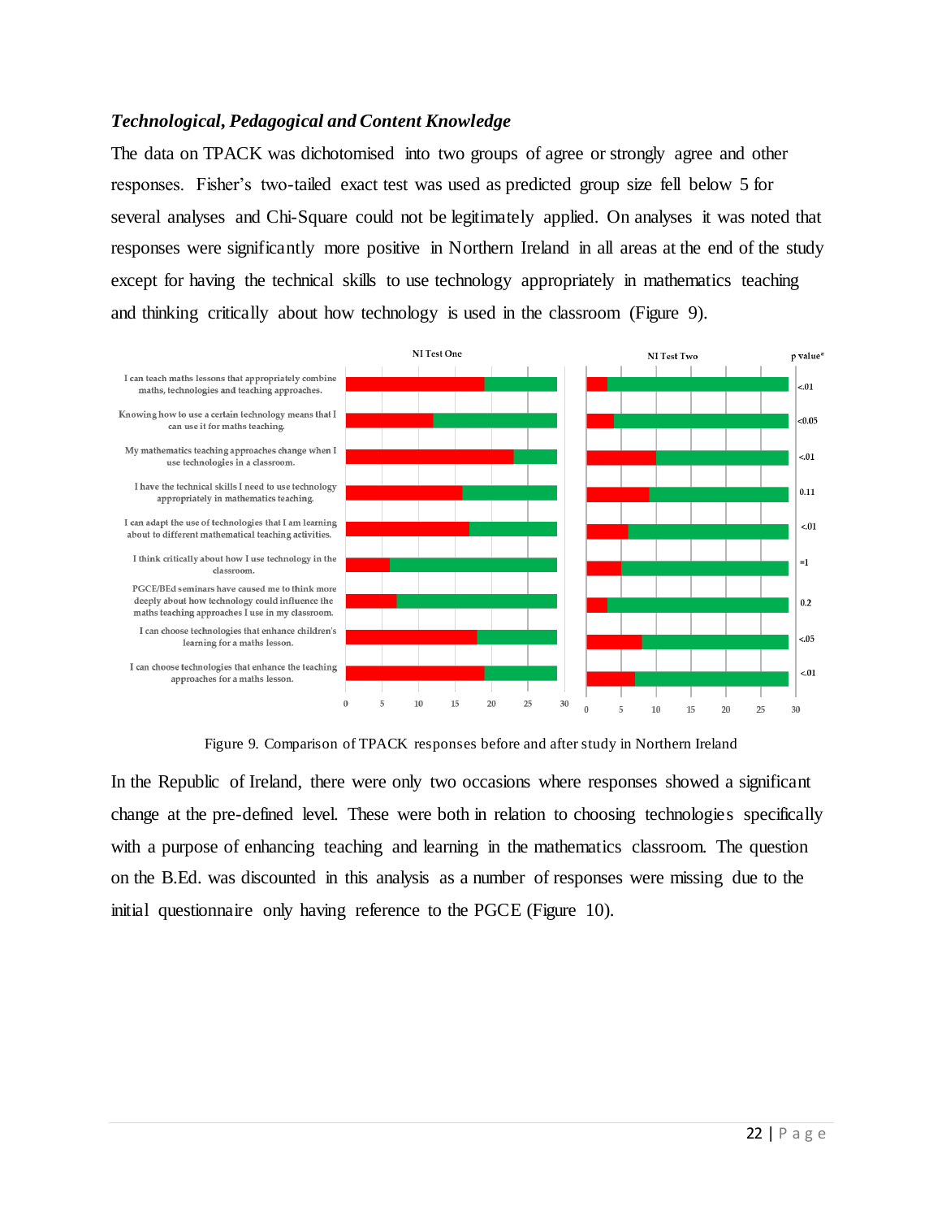### *Technological, Pedagogical and Content Knowledge*

The data on TPACK was dichotomised into two groups of agree or strongly agree and other responses. Fisher's two-tailed exact test was used as predicted group size fell below 5 for several analyses and Chi-Square could not be legitimately applied. On analyses it was noted that responses were significantly more positive in Northern Ireland in all areas at the end of the study except for having the technical skills to use technology appropriately in mathematics teaching and thinking critically about how technology is used in the classroom (Figure 9).

Figure 9. Comparison of TPACK responses before and after study in Northern Ireland

In the Republic of Ireland, there were only two occasions where responses showed a significant change at the pre-defined level. These were both in relation to choosing technologies specifically with a purpose of enhancing teaching and learning in the mathematics classroom. The question on the B.Ed. was discounted in this analysis as a number of responses were missing due to the initial questionnaire only having reference to the PGCE (Figure 10).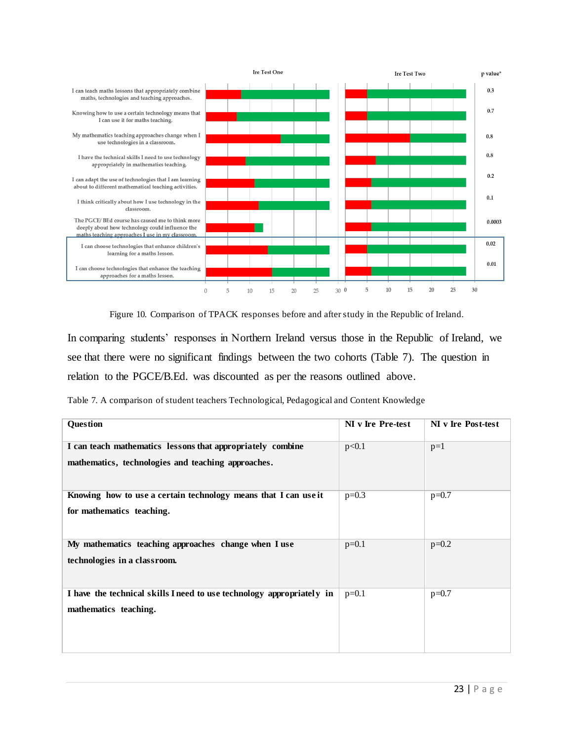Figure 10. Comparison of TPACK responses before and after study in the Republic of Ireland.

In comparing students' responses in Northern Ireland versus those in the Republic of Ireland, we see that there were no significant findings between the two cohorts (Table 7). The question in relation to the PGCE/B.Ed. was discounted as per the reasons outlined above.

Table 7. A comparison of student teachers Technological, Pedagogical and Content Knowledge

| Question | NI v Ire Pre-test | NI v Ire Post-test |
|---|---|---|
| **I can teach mathematics lessons that appropriately combine mathematics, technologies and teaching approaches.** | p<0.1 | p=1 |
| **Knowing how to use a certain technology means that I can use it for mathematics teaching.** | p=0.3 | p=0.7 |
| **My mathematics teaching approaches change when I use technologies in a classroom.** | p=0.1 | p=0.2 |
| **I have the technical skills I need to use technology appropriately in mathematics teaching.** | p=0.1 | p=0.7 |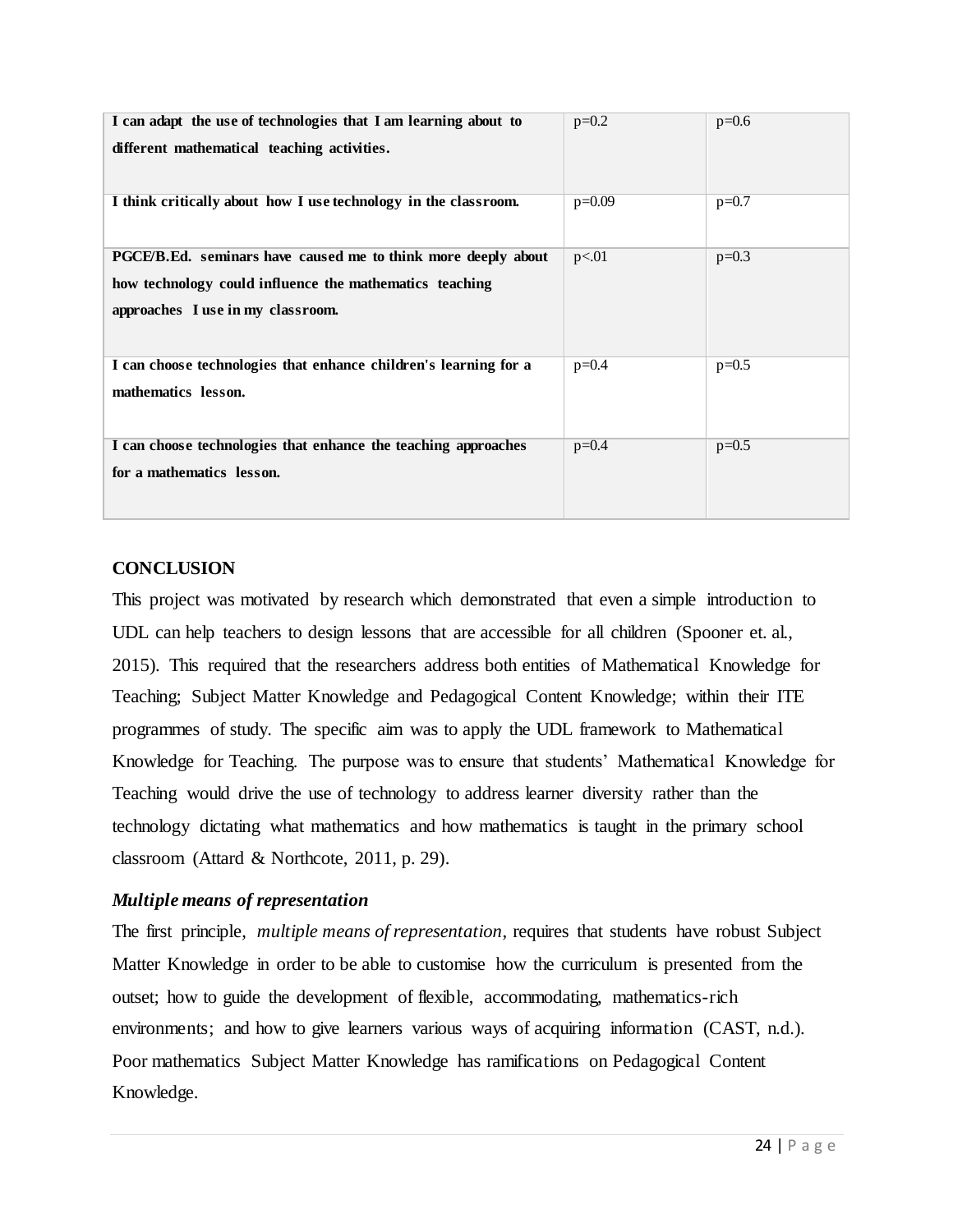| | | |
|---|---|---|
| **I can adapt the use of technologies that I am learning about to different mathematical teaching activities.** | p=0.2 | p=0.6 |
| **I think critically about how I use technology in the classroom.** | p=0.09 | p=0.7 |
| **PGCE/B.Ed. seminars have caused me to think more deeply about how technology could influence the mathematics teaching approaches I use in my classroom.** | p<.01 | p=0.3 |
| **I can choose technologies that enhance children's learning for a mathematics lesson.** | p=0.4 | p=0.5 |
| **I can choose technologies that enhance the teaching approaches for a mathematics lesson.** | p=0.4 | p=0.5 |

## CONCLUSION

This project was motivated by research which demonstrated that even a simple introduction to UDL can help teachers to design lessons that are accessible for all children (Spooner et. al., 2015). This required that the researchers address both entities of Mathematical Knowledge for Teaching; Subject Matter Knowledge and Pedagogical Content Knowledge; within their ITE programmes of study. The specific aim was to apply the UDL framework to Mathematical Knowledge for Teaching. The purpose was to ensure that students' Mathematical Knowledge for Teaching would drive the use of technology to address learner diversity rather than the technology dictating what mathematics and how mathematics is taught in the primary school classroom (Attard & Northcote, 2011, p. 29).

### *Multiple means of representation*

The first principle, *multiple means of representation*, requires that students have robust Subject Matter Knowledge in order to be able to customise how the curriculum is presented from the outset; how to guide the development of flexible, accommodating, mathematics-rich environments; and how to give learners various ways of acquiring information (CAST, n.d.). Poor mathematics Subject Matter Knowledge has ramifications on Pedagogical Content Knowledge.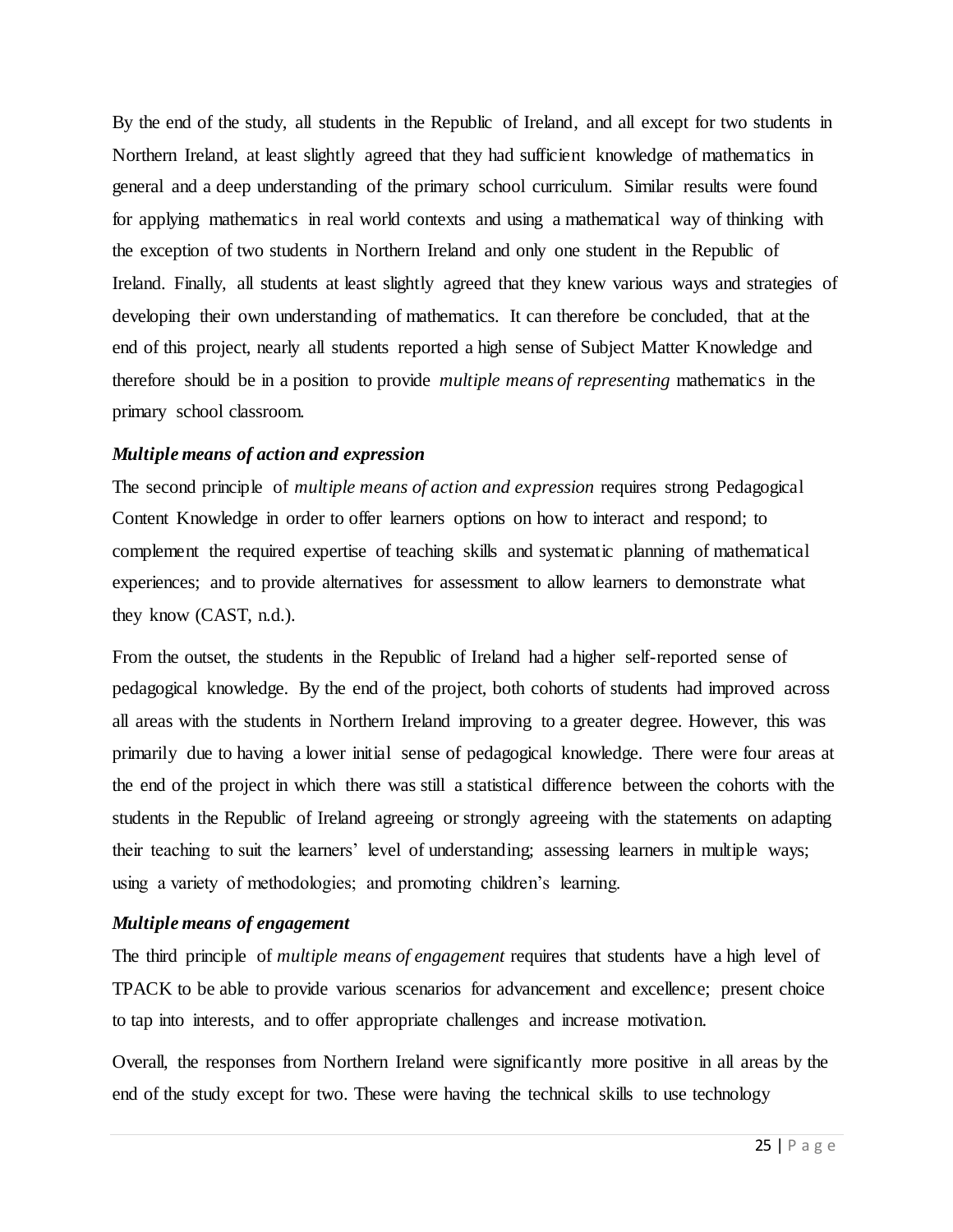By the end of the study, all students in the Republic of Ireland, and all except for two students in Northern Ireland, at least slightly agreed that they had sufficient knowledge of mathematics in general and a deep understanding of the primary school curriculum. Similar results were found for applying mathematics in real world contexts and using a mathematical way of thinking with the exception of two students in Northern Ireland and only one student in the Republic of Ireland. Finally, all students at least slightly agreed that they knew various ways and strategies of developing their own understanding of mathematics. It can therefore be concluded, that at the end of this project, nearly all students reported a high sense of Subject Matter Knowledge and therefore should be in a position to provide *multiple means of representing* mathematics in the primary school classroom.

### *Multiple means of action and expression*

The second principle of *multiple means of action and expression* requires strong Pedagogical Content Knowledge in order to offer learners options on how to interact and respond; to complement the required expertise of teaching skills and systematic planning of mathematical experiences; and to provide alternatives for assessment to allow learners to demonstrate what they know (CAST, n.d.).

From the outset, the students in the Republic of Ireland had a higher self-reported sense of pedagogical knowledge. By the end of the project, both cohorts of students had improved across all areas with the students in Northern Ireland improving to a greater degree. However, this was primarily due to having a lower initial sense of pedagogical knowledge. There were four areas at the end of the project in which there was still a statistical difference between the cohorts with the students in the Republic of Ireland agreeing or strongly agreeing with the statements on adapting their teaching to suit the learners' level of understanding; assessing learners in multiple ways; using a variety of methodologies; and promoting children's learning.

### *Multiple means of engagement*

The third principle of *multiple means of engagement* requires that students have a high level of TPACK to be able to provide various scenarios for advancement and excellence; present choice to tap into interests, and to offer appropriate challenges and increase motivation.

Overall, the responses from Northern Ireland were significantly more positive in all areas by the end of the study except for two. These were having the technical skills to use technology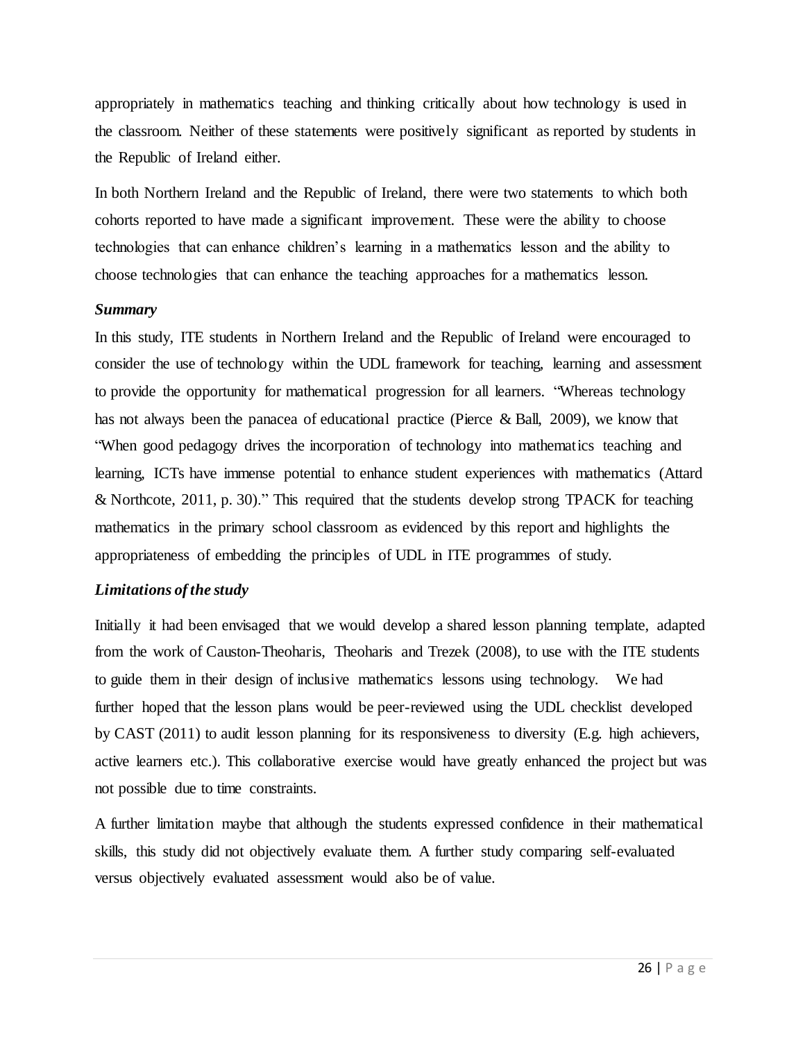appropriately in mathematics teaching and thinking critically about how technology is used in the classroom. Neither of these statements were positively significant as reported by students in the Republic of Ireland either.

In both Northern Ireland and the Republic of Ireland, there were two statements to which both cohorts reported to have made a significant improvement. These were the ability to choose technologies that can enhance children's learning in a mathematics lesson and the ability to choose technologies that can enhance the teaching approaches for a mathematics lesson.

***Summary***

In this study, ITE students in Northern Ireland and the Republic of Ireland were encouraged to consider the use of technology within the UDL framework for teaching, learning and assessment to provide the opportunity for mathematical progression for all learners. "Whereas technology has not always been the panacea of educational practice (Pierce & Ball, 2009), we know that "When good pedagogy drives the incorporation of technology into mathematics teaching and learning, ICTs have immense potential to enhance student experiences with mathematics (Attard & Northcote, 2011, p. 30)." This required that the students develop strong TPACK for teaching mathematics in the primary school classroom as evidenced by this report and highlights the appropriateness of embedding the principles of UDL in ITE programmes of study.

***Limitations of the study***

Initially it had been envisaged that we would develop a shared lesson planning template, adapted from the work of Causton-Theoharis, Theoharis and Trezek (2008), to use with the ITE students to guide them in their design of inclusive mathematics lessons using technology. We had further hoped that the lesson plans would be peer-reviewed using the UDL checklist developed by CAST (2011) to audit lesson planning for its responsiveness to diversity (E.g. high achievers, active learners etc.). This collaborative exercise would have greatly enhanced the project but was not possible due to time constraints.

A further limitation maybe that although the students expressed confidence in their mathematical skills, this study did not objectively evaluate them. A further study comparing self-evaluated versus objectively evaluated assessment would also be of value.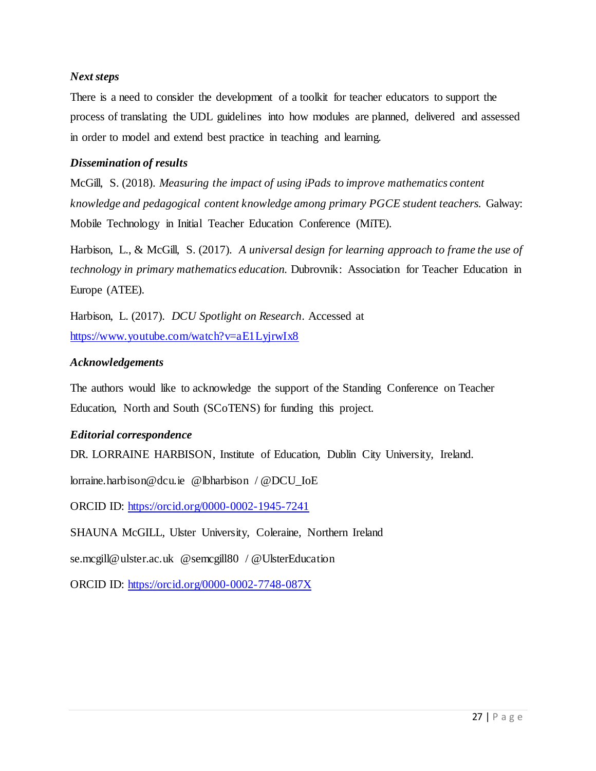### *Next steps*

There is a need to consider the development of a toolkit for teacher educators to support the process of translating the UDL guidelines into how modules are planned, delivered and assessed in order to model and extend best practice in teaching and learning.

### *Dissemination of results*

McGill, S. (2018). *Measuring the impact of using iPads to improve mathematics content knowledge and pedagogical content knowledge among primary PGCE student teachers.* Galway: Mobile Technology in Initial Teacher Education Conference (MiTE).

Harbison, L., & McGill, S. (2017). *A universal design for learning approach to frame the use of technology in primary mathematics education.* Dubrovnik: Association for Teacher Education in Europe (ATEE).

Harbison, L. (2017). *DCU Spotlight on Research*. Accessed at https://www.youtube.com/watch?v=aE1LyjrwIx8

### *Acknowledgements*

The authors would like to acknowledge the support of the Standing Conference on Teacher Education, North and South (SCoTENS) for funding this project.

### *Editorial correspondence*

DR. LORRAINE HARBISON, Institute of Education, Dublin City University, Ireland.

lorraine.harbison@dcu.ie @lbharbison / @DCU_IoE

ORCID ID: https://orcid.org/0000-0002-1945-7241

SHAUNA McGILL, Ulster University, Coleraine, Northern Ireland

se.mcgill@ulster.ac.uk @semcgill80 / @UlsterEducation

ORCID ID: https://orcid.org/0000-0002-7748-087X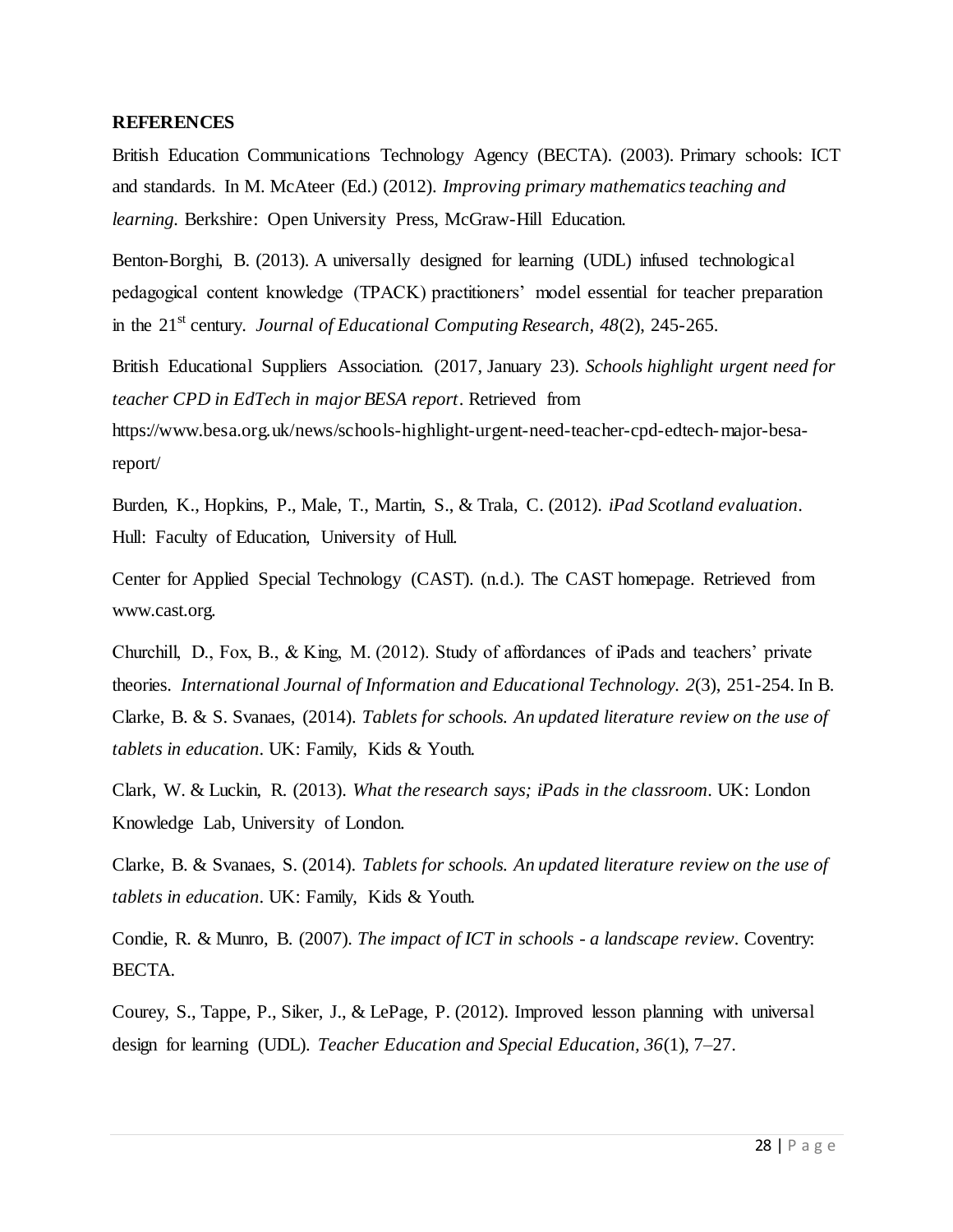**REFERENCES**

British Education Communications Technology Agency (BECTA). (2003). Primary schools: ICT and standards. In M. McAteer (Ed.) (2012). *Improving primary mathematics teaching and learning*. Berkshire: Open University Press, McGraw-Hill Education.

Benton-Borghi, B. (2013). A universally designed for learning (UDL) infused technological pedagogical content knowledge (TPACK) practitioners' model essential for teacher preparation in the 21st century. *Journal of Educational Computing Research, 48*(2), 245-265.

British Educational Suppliers Association. (2017, January 23). *Schools highlight urgent need for teacher CPD in EdTech in major BESA report*. Retrieved from https://www.besa.org.uk/news/schools-highlight-urgent-need-teacher-cpd-edtech-major-besa-report/

Burden, K., Hopkins, P., Male, T., Martin, S., & Trala, C. (2012). *iPad Scotland evaluation*. Hull: Faculty of Education, University of Hull.

Center for Applied Special Technology (CAST). (n.d.). The CAST homepage. Retrieved from www.cast.org.

Churchill, D., Fox, B., & King, M. (2012). Study of affordances of iPads and teachers' private theories. *International Journal of Information and Educational Technology. 2*(3), 251-254. In B. Clarke, B. & S. Svanaes, (2014). *Tablets for schools. An updated literature review on the use of tablets in education*. UK: Family, Kids & Youth.

Clark, W. & Luckin, R. (2013). *What the research says; iPads in the classroom*. UK: London Knowledge Lab, University of London.

Clarke, B. & Svanaes, S. (2014). *Tablets for schools. An updated literature review on the use of tablets in education*. UK: Family, Kids & Youth.

Condie, R. & Munro, B. (2007). *The impact of ICT in schools - a landscape review*. Coventry: BECTA.

Courey, S., Tappe, P., Siker, J., & LePage, P. (2012). Improved lesson planning with universal design for learning (UDL). *Teacher Education and Special Education, 36*(1), 7–27.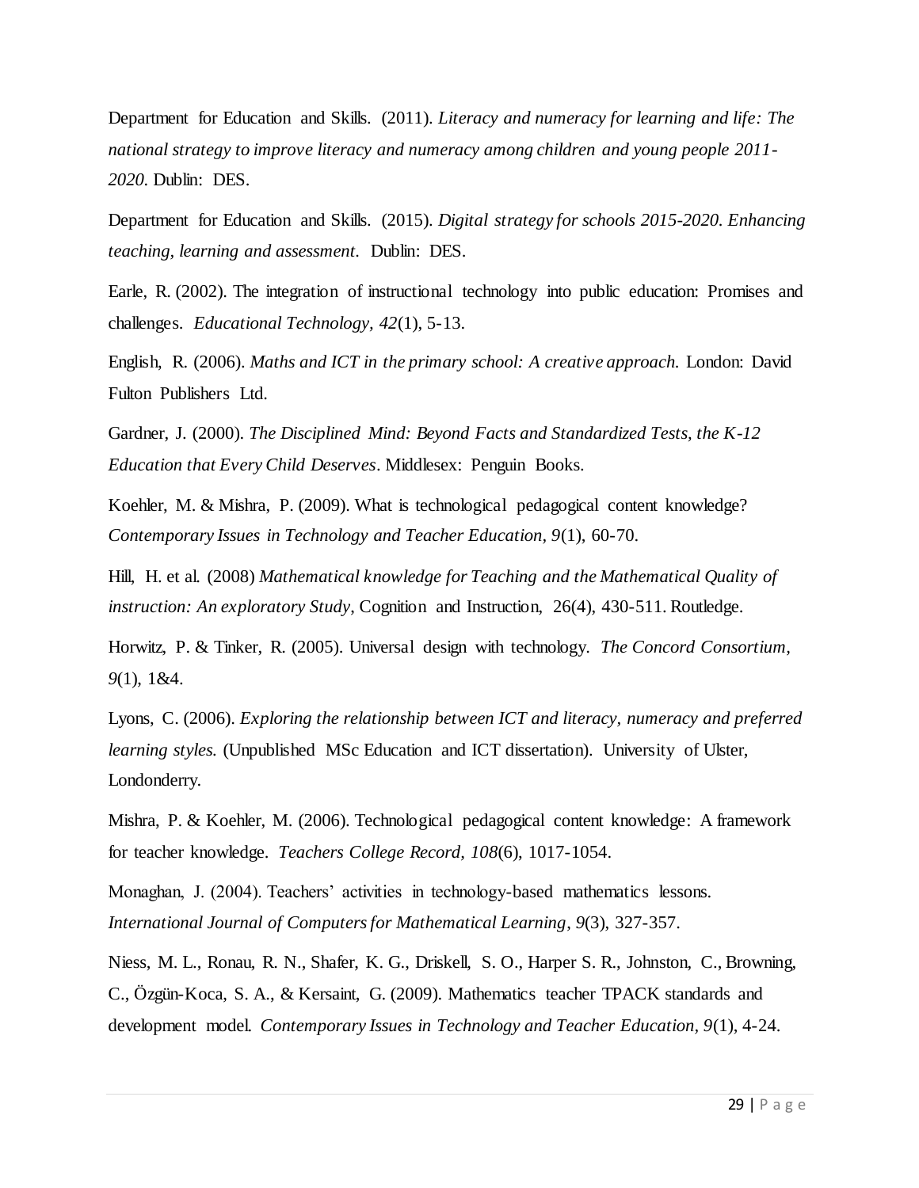Department for Education and Skills. (2011). *Literacy and numeracy for learning and life: The national strategy to improve literacy and numeracy among children and young people 2011-2020.* Dublin: DES.

Department for Education and Skills. (2015). *Digital strategy for schools 2015-2020. Enhancing teaching, learning and assessment.* Dublin: DES.

Earle, R. (2002). The integration of instructional technology into public education: Promises and challenges. *Educational Technology, 42*(1), 5-13.

English, R. (2006). *Maths and ICT in the primary school: A creative approach.* London: David Fulton Publishers Ltd.

Gardner, J. (2000). *The Disciplined Mind: Beyond Facts and Standardized Tests, the K-12 Education that Every Child Deserves*. Middlesex: Penguin Books.

Koehler, M. & Mishra, P. (2009). What is technological pedagogical content knowledge? *Contemporary Issues in Technology and Teacher Education, 9*(1), 60-70.

Hill, H. et al. (2008) *Mathematical knowledge for Teaching and the Mathematical Quality of instruction: An exploratory Study*, Cognition and Instruction, 26(4), 430-511. Routledge.

Horwitz, P. & Tinker, R. (2005). Universal design with technology. *The Concord Consortium, 9*(1), 1&4.

Lyons, C. (2006). *Exploring the relationship between ICT and literacy, numeracy and preferred learning styles.* (Unpublished MSc Education and ICT dissertation). University of Ulster, Londonderry.

Mishra, P. & Koehler, M. (2006). Technological pedagogical content knowledge: A framework for teacher knowledge. *Teachers College Record, 108*(6), 1017-1054.

Monaghan, J. (2004). Teachers' activities in technology-based mathematics lessons. *International Journal of Computers for Mathematical Learning*, *9*(3), 327-357.

Niess, M. L., Ronau, R. N., Shafer, K. G., Driskell, S. O., Harper S. R., Johnston, C., Browning, C., Özgün-Koca, S. A., & Kersaint, G. (2009). Mathematics teacher TPACK standards and development model. *Contemporary Issues in Technology and Teacher Education, 9*(1), 4-24.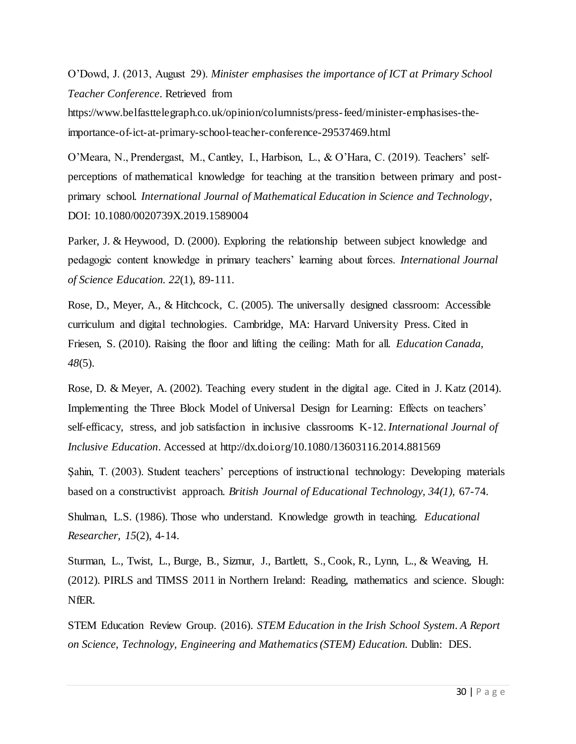O'Dowd, J. (2013, August 29). *Minister emphasises the importance of ICT at Primary School Teacher Conference*. Retrieved from https://www.belfasttelegraph.co.uk/opinion/columnists/press-feed/minister-emphasises-the-importance-of-ict-at-primary-school-teacher-conference-29537469.html

O'Meara, N., Prendergast, M., Cantley, I., Harbison, L., & O'Hara, C. (2019). Teachers' self-perceptions of mathematical knowledge for teaching at the transition between primary and post-primary school. *International Journal of Mathematical Education in Science and Technology*, DOI: 10.1080/0020739X.2019.1589004

Parker, J. & Heywood, D. (2000). Exploring the relationship between subject knowledge and pedagogic content knowledge in primary teachers' learning about forces. *International Journal of Science Education. 22*(1), 89-111.

Rose, D., Meyer, A., & Hitchcock, C. (2005). The universally designed classroom: Accessible curriculum and digital technologies. Cambridge, MA: Harvard University Press. Cited in Friesen, S. (2010). Raising the floor and lifting the ceiling: Math for all. *Education Canada, 48*(5).

Rose, D. & Meyer, A. (2002). Teaching every student in the digital age. Cited in J. Katz (2014). Implementing the Three Block Model of Universal Design for Learning: Effects on teachers' self-efficacy, stress, and job satisfaction in inclusive classrooms K-12. *International Journal of Inclusive Education*. Accessed at http://dx.doi.org/10.1080/13603116.2014.881569

Şahin, T. (2003). Student teachers' perceptions of instructional technology: Developing materials based on a constructivist approach. *British Journal of Educational Technology, 34(1),* 67-74.

Shulman, L.S. (1986). Those who understand. Knowledge growth in teaching. *Educational Researcher, 15*(2), 4-14.

Sturman, L., Twist, L., Burge, B., Sizmur, J., Bartlett, S., Cook, R., Lynn, L., & Weaving, H. (2012). PIRLS and TIMSS 2011 in Northern Ireland: Reading, mathematics and science. Slough: NfER.

STEM Education Review Group. (2016). *STEM Education in the Irish School System. A Report on Science, Technology, Engineering and Mathematics (STEM) Education.* Dublin: DES.